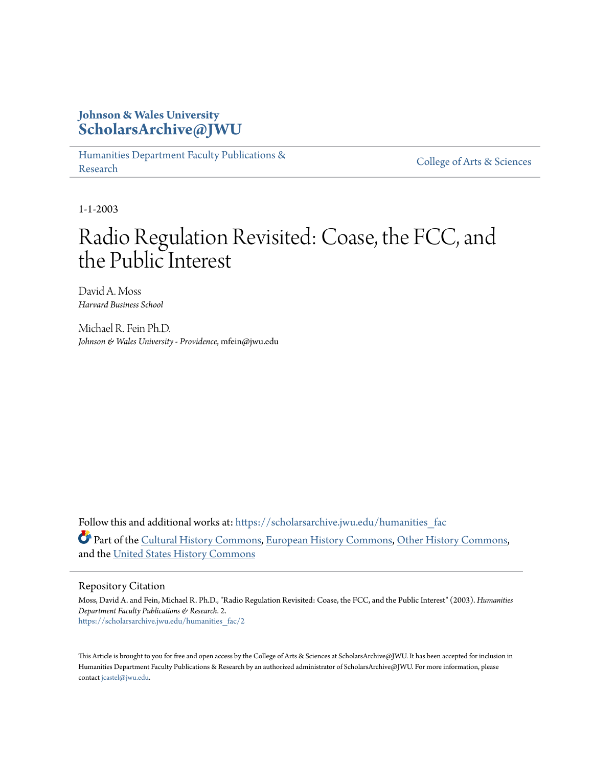Johnson & Wales University
**ScholarsArchive@JWU**

Humanities Department Faculty Publications & Research | College of Arts & Sciences

1-1-2003

# Radio Regulation Revisited: Coase, the FCC, and the Public Interest

David A. Moss
*Harvard Business School*

Michael R. Fein Ph.D.
*Johnson & Wales University - Providence*, mfein@jwu.edu

Follow this and additional works at: https://scholarsarchive.jwu.edu/humanities_fac

Part of the Cultural History Commons, European History Commons, Other History Commons, and the United States History Commons

## Repository Citation

Moss, David A. and Fein, Michael R. Ph.D., "Radio Regulation Revisited: Coase, the FCC, and the Public Interest" (2003). *Humanities Department Faculty Publications & Research*. 2.
https://scholarsarchive.jwu.edu/humanities_fac/2

This Article is brought to you for free and open access by the College of Arts & Sciences at ScholarsArchive@JWU. It has been accepted for inclusion in Humanities Department Faculty Publications & Research by an authorized administrator of ScholarsArchive@JWU. For more information, please contact jcastel@jwu.edu.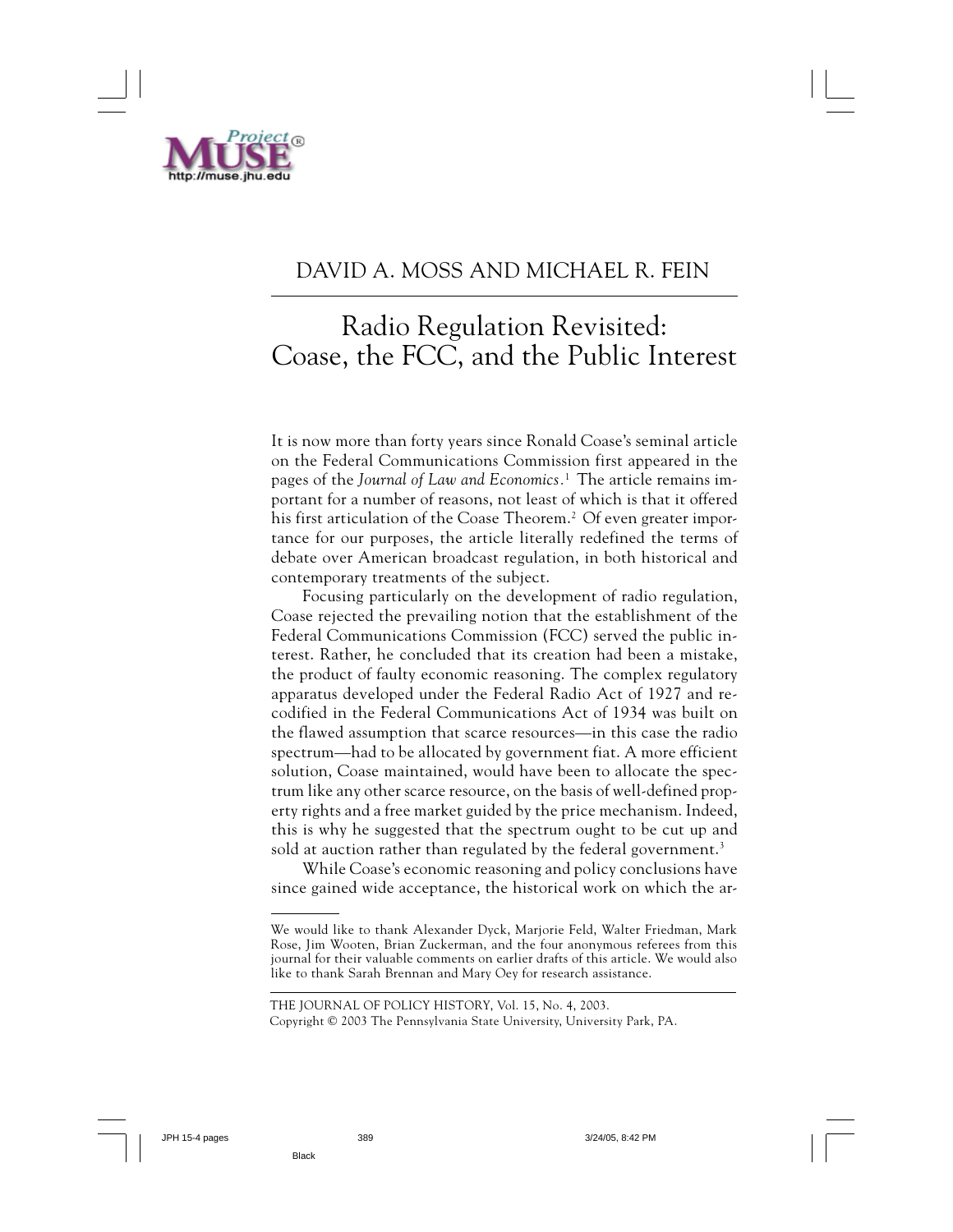DAVID A. MOSS AND MICHAEL R. FEIN

# Radio Regulation Revisited: Coase, the FCC, and the Public Interest

It is now more than forty years since Ronald Coase's seminal article on the Federal Communications Commission first appeared in the pages of the *Journal of Law and Economics*.[1] The article remains important for a number of reasons, not least of which is that it offered his first articulation of the Coase Theorem.[2] Of even greater importance for our purposes, the article literally redefined the terms of debate over American broadcast regulation, in both historical and contemporary treatments of the subject.

Focusing particularly on the development of radio regulation, Coase rejected the prevailing notion that the establishment of the Federal Communications Commission (FCC) served the public interest. Rather, he concluded that its creation had been a mistake, the product of faulty economic reasoning. The complex regulatory apparatus developed under the Federal Radio Act of 1927 and recodified in the Federal Communications Act of 1934 was built on the flawed assumption that scarce resources—in this case the radio spectrum—had to be allocated by government fiat. A more efficient solution, Coase maintained, would have been to allocate the spectrum like any other scarce resource, on the basis of well-defined property rights and a free market guided by the price mechanism. Indeed, this is why he suggested that the spectrum ought to be cut up and sold at auction rather than regulated by the federal government.[3]

While Coase's economic reasoning and policy conclusions have since gained wide acceptance, the historical work on which the ar-

---

We would like to thank Alexander Dyck, Marjorie Feld, Walter Friedman, Mark Rose, Jim Wooten, Brian Zuckerman, and the four anonymous referees from this journal for their valuable comments on earlier drafts of this article. We would also like to thank Sarah Brennan and Mary Oey for research assistance.

THE JOURNAL OF POLICY HISTORY, Vol. 15, No. 4, 2003.
Copyright © 2003 The Pennsylvania State University, University Park, PA.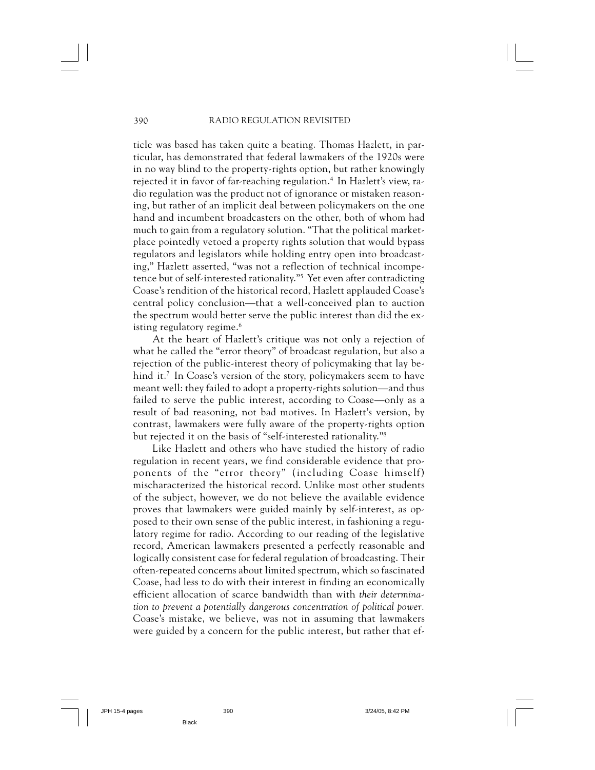ticle was based has taken quite a beating. Thomas Hazlett, in particular, has demonstrated that federal lawmakers of the 1920s were in no way blind to the property-rights option, but rather knowingly rejected it in favor of far-reaching regulation.[4] In Hazlett's view, radio regulation was the product not of ignorance or mistaken reasoning, but rather of an implicit deal between policymakers on the one hand and incumbent broadcasters on the other, both of whom had much to gain from a regulatory solution. "That the political marketplace pointedly vetoed a property rights solution that would bypass regulators and legislators while holding entry open into broadcasting," Hazlett asserted, "was not a reflection of technical incompetence but of self-interested rationality."[5] Yet even after contradicting Coase's rendition of the historical record, Hazlett applauded Coase's central policy conclusion—that a well-conceived plan to auction the spectrum would better serve the public interest than did the existing regulatory regime.[6]

At the heart of Hazlett's critique was not only a rejection of what he called the "error theory" of broadcast regulation, but also a rejection of the public-interest theory of policymaking that lay behind it.[7] In Coase's version of the story, policymakers seem to have meant well: they failed to adopt a property-rights solution—and thus failed to serve the public interest, according to Coase—only as a result of bad reasoning, not bad motives. In Hazlett's version, by contrast, lawmakers were fully aware of the property-rights option but rejected it on the basis of "self-interested rationality."[8]

Like Hazlett and others who have studied the history of radio regulation in recent years, we find considerable evidence that proponents of the "error theory" (including Coase himself) mischaracterized the historical record. Unlike most other students of the subject, however, we do not believe the available evidence proves that lawmakers were guided mainly by self-interest, as opposed to their own sense of the public interest, in fashioning a regulatory regime for radio. According to our reading of the legislative record, American lawmakers presented a perfectly reasonable and logically consistent case for federal regulation of broadcasting. Their often-repeated concerns about limited spectrum, which so fascinated Coase, had less to do with their interest in finding an economically efficient allocation of scarce bandwidth than with *their determination to prevent a potentially dangerous concentration of political power.* Coase's mistake, we believe, was not in assuming that lawmakers were guided by a concern for the public interest, but rather that ef-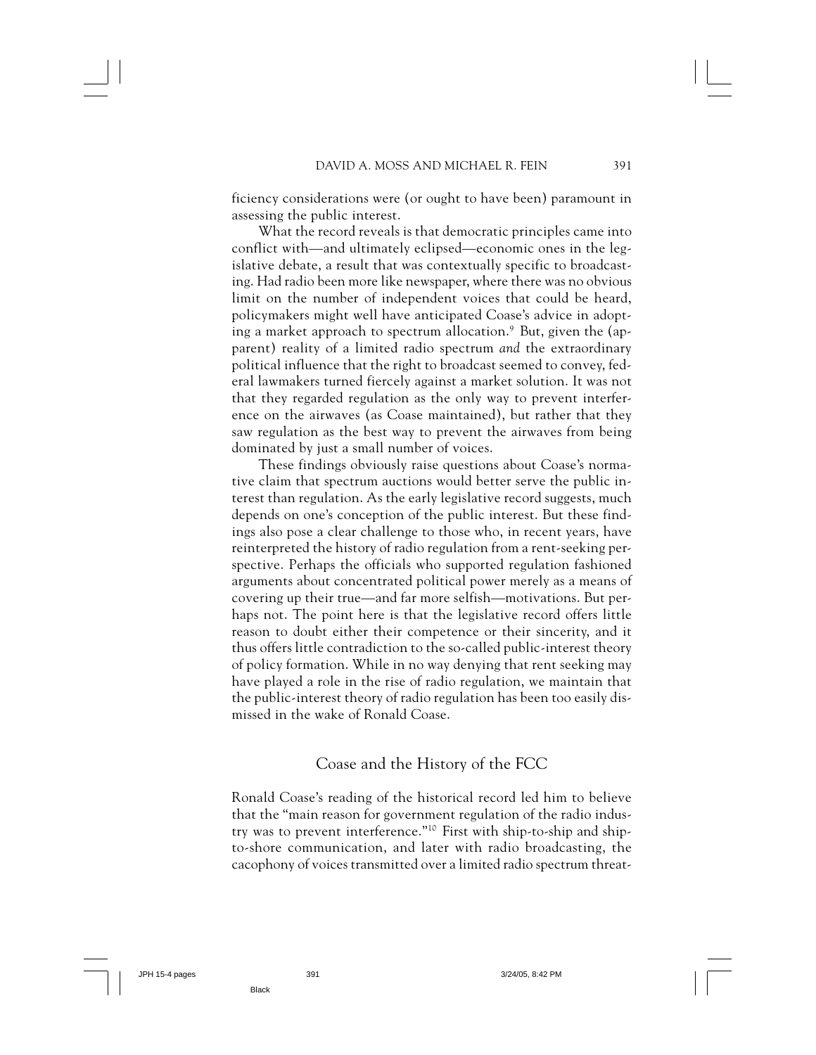ficiency considerations were (or ought to have been) paramount in assessing the public interest.

What the record reveals is that democratic principles came into conflict with—and ultimately eclipsed—economic ones in the legislative debate, a result that was contextually specific to broadcasting. Had radio been more like newspaper, where there was no obvious limit on the number of independent voices that could be heard, policymakers might well have anticipated Coase's advice in adopting a market approach to spectrum allocation.[9] But, given the (apparent) reality of a limited radio spectrum *and* the extraordinary political influence that the right to broadcast seemed to convey, federal lawmakers turned fiercely against a market solution. It was not that they regarded regulation as the only way to prevent interference on the airwaves (as Coase maintained), but rather that they saw regulation as the best way to prevent the airwaves from being dominated by just a small number of voices.

These findings obviously raise questions about Coase's normative claim that spectrum auctions would better serve the public interest than regulation. As the early legislative record suggests, much depends on one's conception of the public interest. But these findings also pose a clear challenge to those who, in recent years, have reinterpreted the history of radio regulation from a rent-seeking perspective. Perhaps the officials who supported regulation fashioned arguments about concentrated political power merely as a means of covering up their true—and far more selfish—motivations. But perhaps not. The point here is that the legislative record offers little reason to doubt either their competence or their sincerity, and it thus offers little contradiction to the so-called public-interest theory of policy formation. While in no way denying that rent seeking may have played a role in the rise of radio regulation, we maintain that the public-interest theory of radio regulation has been too easily dismissed in the wake of Ronald Coase.

## Coase and the History of the FCC

Ronald Coase's reading of the historical record led him to believe that the "main reason for government regulation of the radio industry was to prevent interference."[10] First with ship-to-ship and ship-to-shore communication, and later with radio broadcasting, the cacophony of voices transmitted over a limited radio spectrum threat-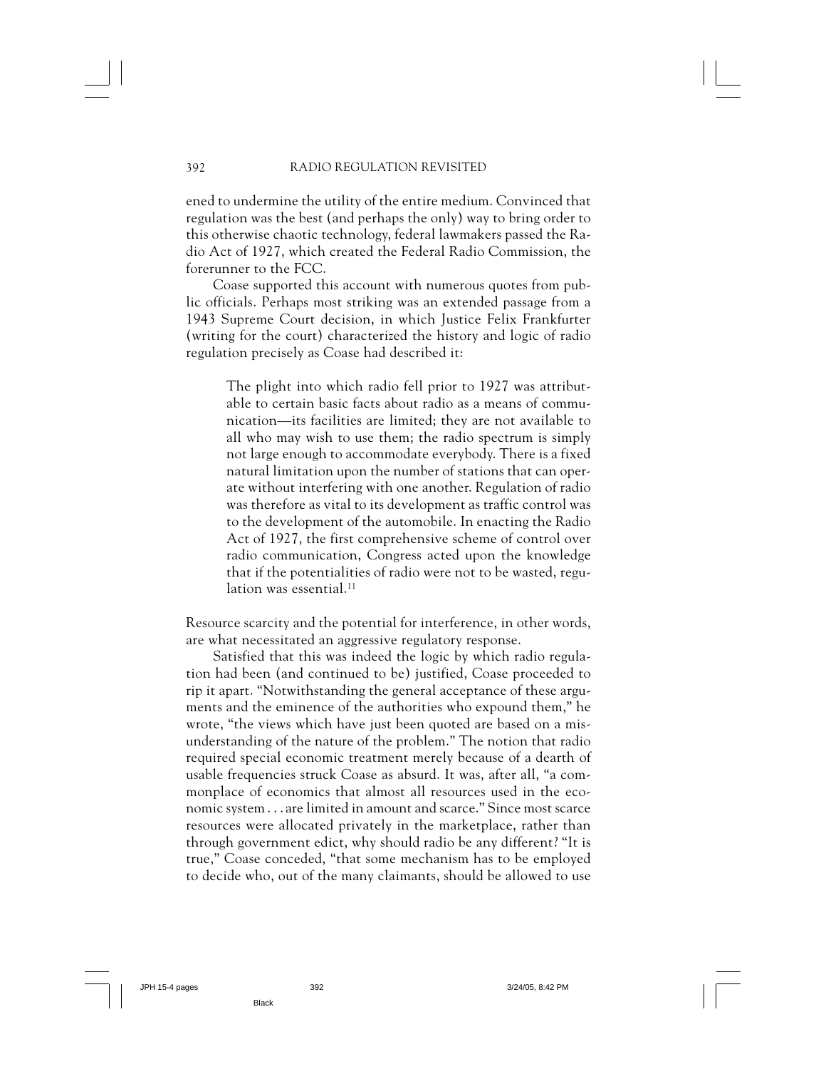ened to undermine the utility of the entire medium. Convinced that regulation was the best (and perhaps the only) way to bring order to this otherwise chaotic technology, federal lawmakers passed the Radio Act of 1927, which created the Federal Radio Commission, the forerunner to the FCC.

Coase supported this account with numerous quotes from public officials. Perhaps most striking was an extended passage from a 1943 Supreme Court decision, in which Justice Felix Frankfurter (writing for the court) characterized the history and logic of radio regulation precisely as Coase had described it:

> The plight into which radio fell prior to 1927 was attributable to certain basic facts about radio as a means of communication—its facilities are limited; they are not available to all who may wish to use them; the radio spectrum is simply not large enough to accommodate everybody. There is a fixed natural limitation upon the number of stations that can operate without interfering with one another. Regulation of radio was therefore as vital to its development as traffic control was to the development of the automobile. In enacting the Radio Act of 1927, the first comprehensive scheme of control over radio communication, Congress acted upon the knowledge that if the potentialities of radio were not to be wasted, regulation was essential.[11]

Resource scarcity and the potential for interference, in other words, are what necessitated an aggressive regulatory response.

Satisfied that this was indeed the logic by which radio regulation had been (and continued to be) justified, Coase proceeded to rip it apart. "Notwithstanding the general acceptance of these arguments and the eminence of the authorities who expound them," he wrote, "the views which have just been quoted are based on a misunderstanding of the nature of the problem." The notion that radio required special economic treatment merely because of a dearth of usable frequencies struck Coase as absurd. It was, after all, "a commonplace of economics that almost all resources used in the economic system . . . are limited in amount and scarce." Since most scarce resources were allocated privately in the marketplace, rather than through government edict, why should radio be any different? "It is true," Coase conceded, "that some mechanism has to be employed to decide who, out of the many claimants, should be allowed to use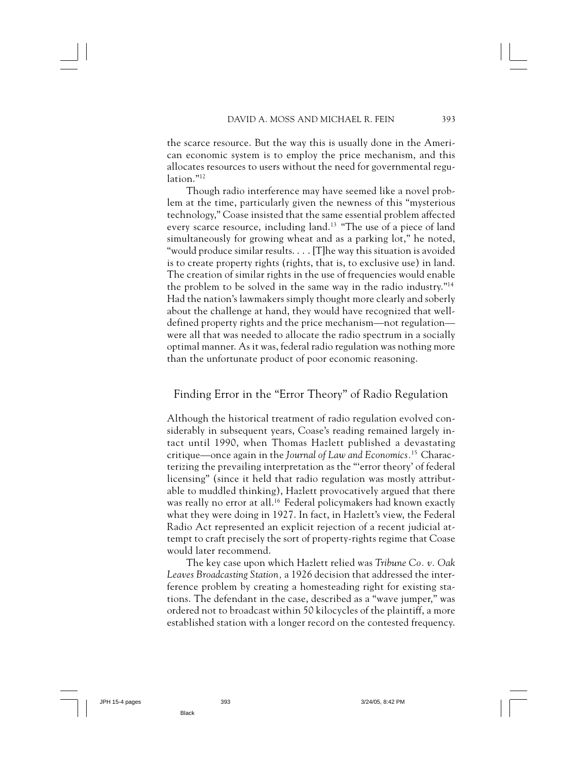the scarce resource. But the way this is usually done in the American economic system is to employ the price mechanism, and this allocates resources to users without the need for governmental regulation."[12]

Though radio interference may have seemed like a novel problem at the time, particularly given the newness of this "mysterious technology," Coase insisted that the same essential problem affected every scarce resource, including land.[13] "The use of a piece of land simultaneously for growing wheat and as a parking lot," he noted, "would produce similar results. . . . [T]he way this situation is avoided is to create property rights (rights, that is, to exclusive use) in land. The creation of similar rights in the use of frequencies would enable the problem to be solved in the same way in the radio industry."[14] Had the nation's lawmakers simply thought more clearly and soberly about the challenge at hand, they would have recognized that well-defined property rights and the price mechanism—not regulation—were all that was needed to allocate the radio spectrum in a socially optimal manner. As it was, federal radio regulation was nothing more than the unfortunate product of poor economic reasoning.

## Finding Error in the "Error Theory" of Radio Regulation

Although the historical treatment of radio regulation evolved considerably in subsequent years, Coase's reading remained largely intact until 1990, when Thomas Hazlett published a devastating critique—once again in the *Journal of Law and Economics*.[15] Characterizing the prevailing interpretation as the "'error theory' of federal licensing" (since it held that radio regulation was mostly attributable to muddled thinking), Hazlett provocatively argued that there was really no error at all.[16] Federal policymakers had known exactly what they were doing in 1927. In fact, in Hazlett's view, the Federal Radio Act represented an explicit rejection of a recent judicial attempt to craft precisely the sort of property-rights regime that Coase would later recommend.

The key case upon which Hazlett relied was *Tribune Co. v. Oak Leaves Broadcasting Station,* a 1926 decision that addressed the interference problem by creating a homesteading right for existing stations. The defendant in the case, described as a "wave jumper," was ordered not to broadcast within 50 kilocycles of the plaintiff, a more established station with a longer record on the contested frequency.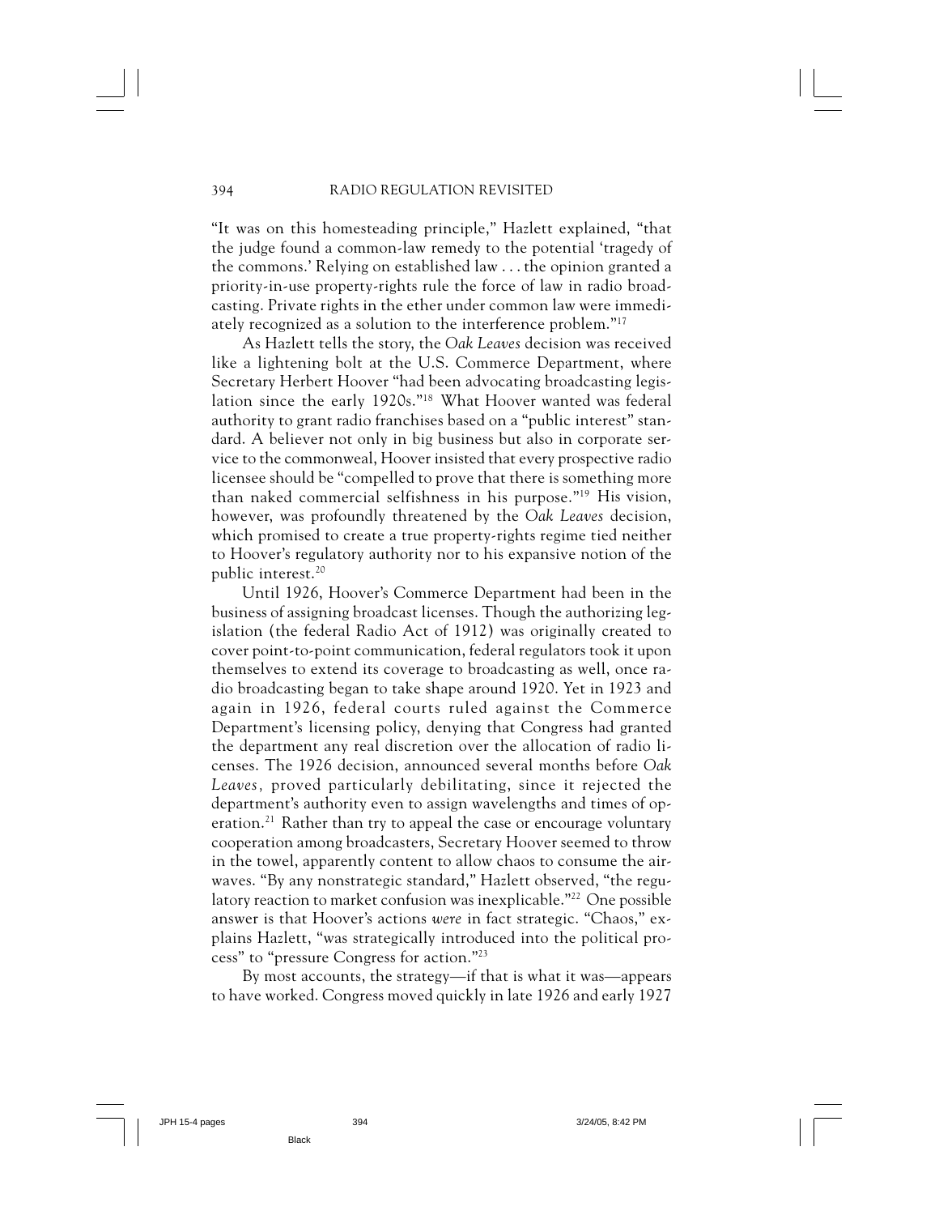"It was on this homesteading principle," Hazlett explained, "that the judge found a common-law remedy to the potential 'tragedy of the commons.' Relying on established law . . . the opinion granted a priority-in-use property-rights rule the force of law in radio broadcasting. Private rights in the ether under common law were immediately recognized as a solution to the interference problem."[17]

As Hazlett tells the story, the *Oak Leaves* decision was received like a lightening bolt at the U.S. Commerce Department, where Secretary Herbert Hoover "had been advocating broadcasting legislation since the early 1920s."[18] What Hoover wanted was federal authority to grant radio franchises based on a "public interest" standard. A believer not only in big business but also in corporate service to the commonweal, Hoover insisted that every prospective radio licensee should be "compelled to prove that there is something more than naked commercial selfishness in his purpose."[19] His vision, however, was profoundly threatened by the *Oak Leaves* decision, which promised to create a true property-rights regime tied neither to Hoover's regulatory authority nor to his expansive notion of the public interest.[20]

Until 1926, Hoover's Commerce Department had been in the business of assigning broadcast licenses. Though the authorizing legislation (the federal Radio Act of 1912) was originally created to cover point-to-point communication, federal regulators took it upon themselves to extend its coverage to broadcasting as well, once radio broadcasting began to take shape around 1920. Yet in 1923 and again in 1926, federal courts ruled against the Commerce Department's licensing policy, denying that Congress had granted the department any real discretion over the allocation of radio licenses. The 1926 decision, announced several months before *Oak Leaves,* proved particularly debilitating, since it rejected the department's authority even to assign wavelengths and times of operation.[21] Rather than try to appeal the case or encourage voluntary cooperation among broadcasters, Secretary Hoover seemed to throw in the towel, apparently content to allow chaos to consume the airwaves. "By any nonstrategic standard," Hazlett observed, "the regulatory reaction to market confusion was inexplicable."[22] One possible answer is that Hoover's actions *were* in fact strategic. "Chaos," explains Hazlett, "was strategically introduced into the political process" to "pressure Congress for action."[23]

By most accounts, the strategy—if that is what it was—appears to have worked. Congress moved quickly in late 1926 and early 1927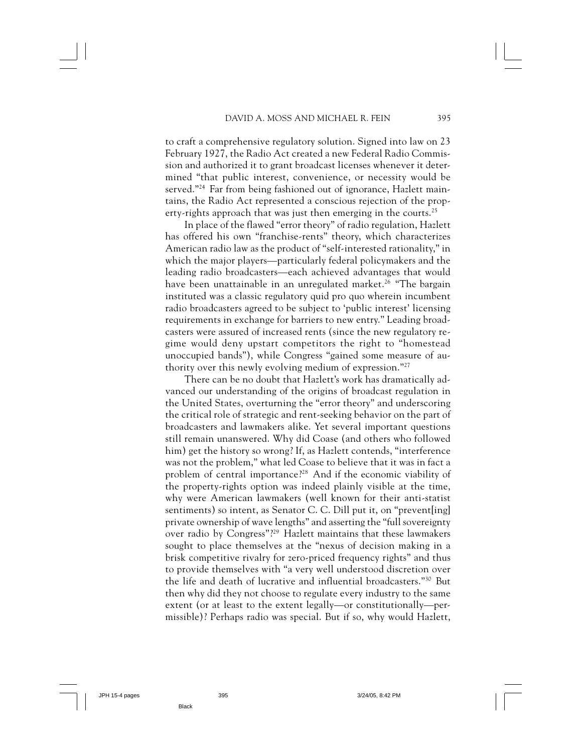to craft a comprehensive regulatory solution. Signed into law on 23 February 1927, the Radio Act created a new Federal Radio Commission and authorized it to grant broadcast licenses whenever it determined "that public interest, convenience, or necessity would be served."[24] Far from being fashioned out of ignorance, Hazlett maintains, the Radio Act represented a conscious rejection of the property-rights approach that was just then emerging in the courts.[25]

In place of the flawed "error theory" of radio regulation, Hazlett has offered his own "franchise-rents" theory, which characterizes American radio law as the product of "self-interested rationality," in which the major players—particularly federal policymakers and the leading radio broadcasters—each achieved advantages that would have been unattainable in an unregulated market.[26] "The bargain instituted was a classic regulatory quid pro quo wherein incumbent radio broadcasters agreed to be subject to 'public interest' licensing requirements in exchange for barriers to new entry." Leading broadcasters were assured of increased rents (since the new regulatory regime would deny upstart competitors the right to "homestead unoccupied bands"), while Congress "gained some measure of authority over this newly evolving medium of expression."[27]

There can be no doubt that Hazlett's work has dramatically advanced our understanding of the origins of broadcast regulation in the United States, overturning the "error theory" and underscoring the critical role of strategic and rent-seeking behavior on the part of broadcasters and lawmakers alike. Yet several important questions still remain unanswered. Why did Coase (and others who followed him) get the history so wrong? If, as Hazlett contends, "interference was not the problem," what led Coase to believe that it was in fact a problem of central importance?[28] And if the economic viability of the property-rights option was indeed plainly visible at the time, why were American lawmakers (well known for their anti-statist sentiments) so intent, as Senator C. C. Dill put it, on "prevent[ing] private ownership of wave lengths" and asserting the "full sovereignty over radio by Congress"?[29] Hazlett maintains that these lawmakers sought to place themselves at the "nexus of decision making in a brisk competitive rivalry for zero-priced frequency rights" and thus to provide themselves with "a very well understood discretion over the life and death of lucrative and influential broadcasters."[30] But then why did they not choose to regulate every industry to the same extent (or at least to the extent legally—or constitutionally—permissible)? Perhaps radio was special. But if so, why would Hazlett,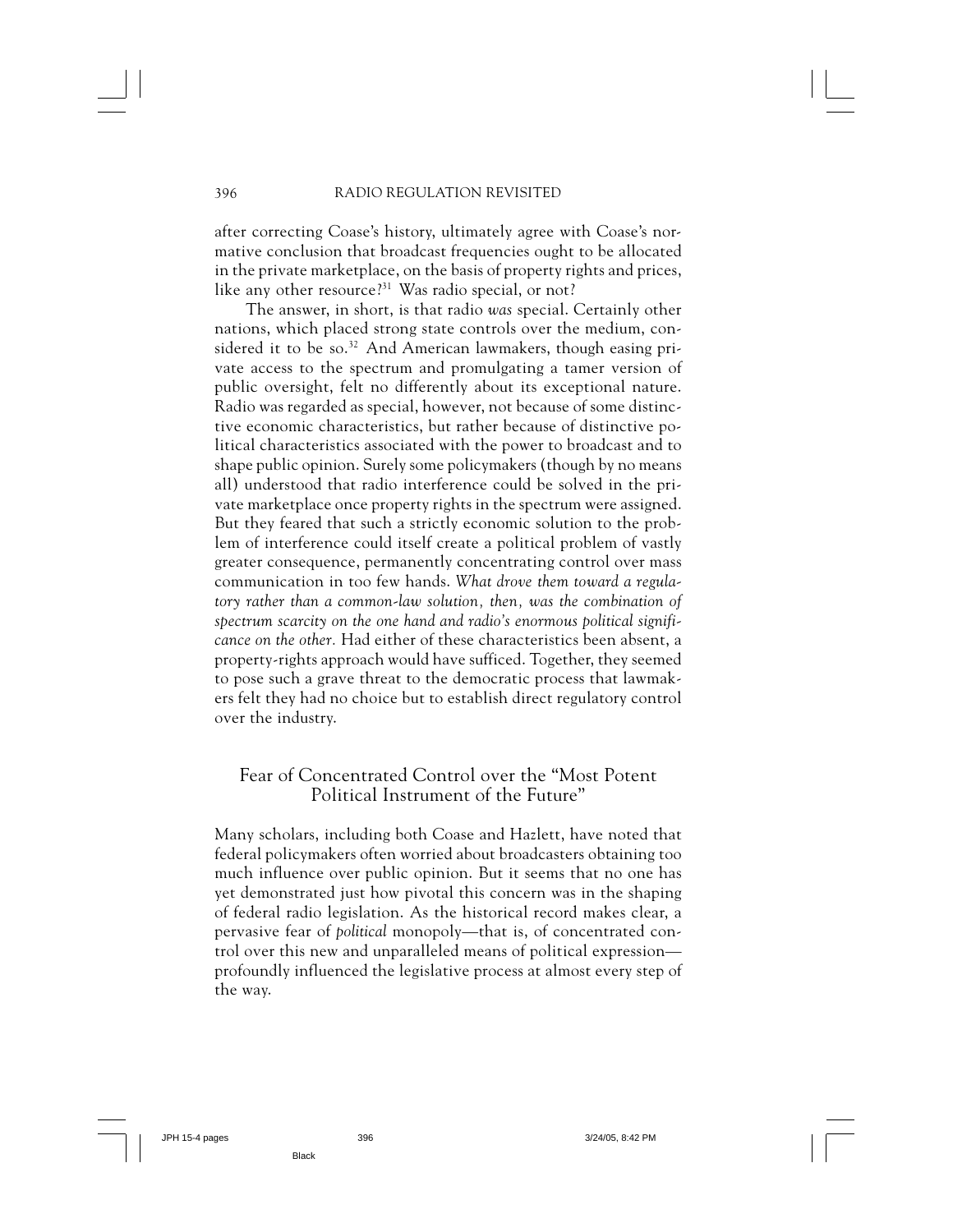after correcting Coase's history, ultimately agree with Coase's normative conclusion that broadcast frequencies ought to be allocated in the private marketplace, on the basis of property rights and prices, like any other resource?[31] Was radio special, or not?

The answer, in short, is that radio *was* special. Certainly other nations, which placed strong state controls over the medium, considered it to be so.[32] And American lawmakers, though easing private access to the spectrum and promulgating a tamer version of public oversight, felt no differently about its exceptional nature. Radio was regarded as special, however, not because of some distinctive economic characteristics, but rather because of distinctive political characteristics associated with the power to broadcast and to shape public opinion. Surely some policymakers (though by no means all) understood that radio interference could be solved in the private marketplace once property rights in the spectrum were assigned. But they feared that such a strictly economic solution to the problem of interference could itself create a political problem of vastly greater consequence, permanently concentrating control over mass communication in too few hands. *What drove them toward a regulatory rather than a common-law solution, then, was the combination of spectrum scarcity on the one hand and radio's enormous political significance on the other.* Had either of these characteristics been absent, a property-rights approach would have sufficed. Together, they seemed to pose such a grave threat to the democratic process that lawmakers felt they had no choice but to establish direct regulatory control over the industry.

## Fear of Concentrated Control over the "Most Potent Political Instrument of the Future"

Many scholars, including both Coase and Hazlett, have noted that federal policymakers often worried about broadcasters obtaining too much influence over public opinion. But it seems that no one has yet demonstrated just how pivotal this concern was in the shaping of federal radio legislation. As the historical record makes clear, a pervasive fear of *political* monopoly—that is, of concentrated control over this new and unparalleled means of political expression—profoundly influenced the legislative process at almost every step of the way.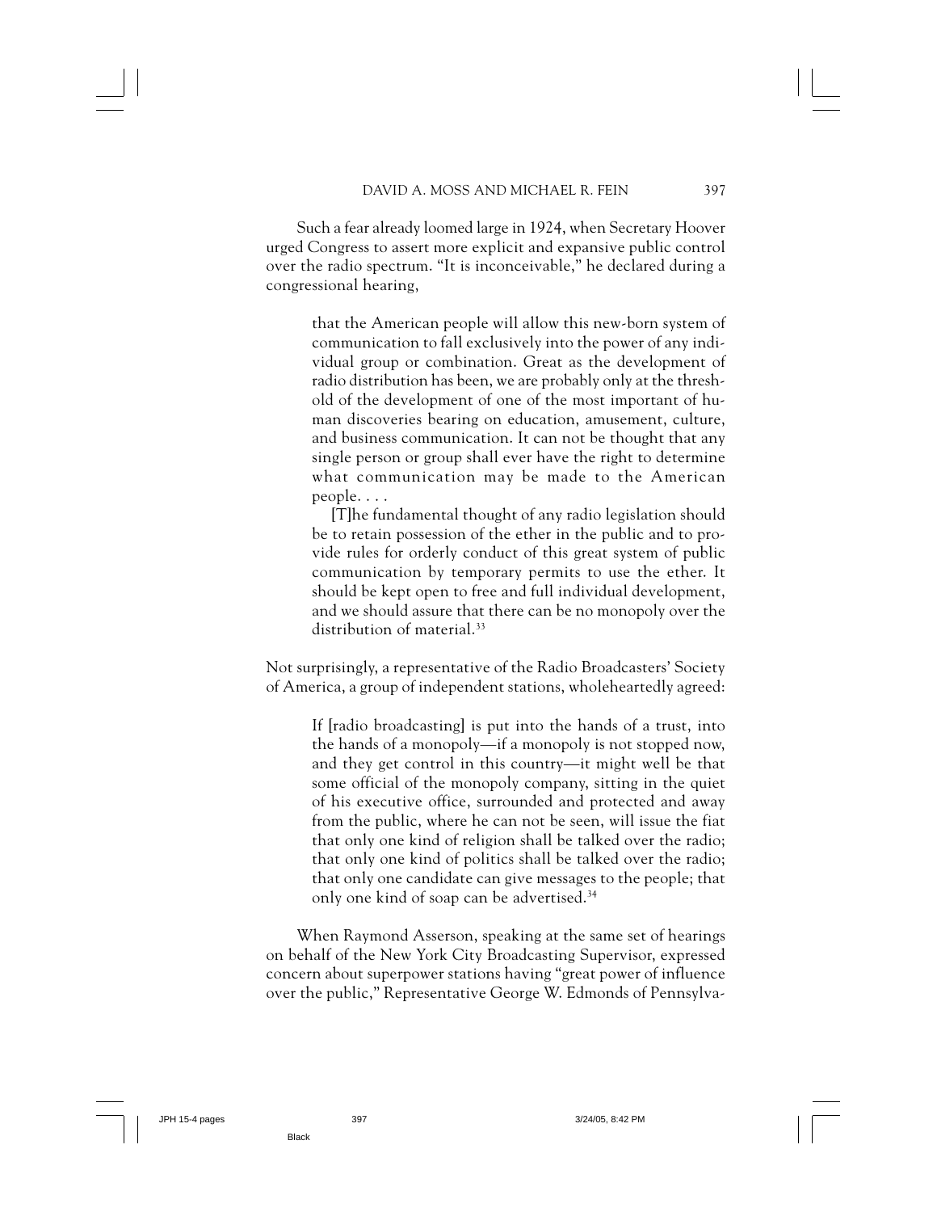Such a fear already loomed large in 1924, when Secretary Hoover urged Congress to assert more explicit and expansive public control over the radio spectrum. "It is inconceivable," he declared during a congressional hearing,

> that the American people will allow this new-born system of communication to fall exclusively into the power of any individual group or combination. Great as the development of radio distribution has been, we are probably only at the threshold of the development of one of the most important of human discoveries bearing on education, amusement, culture, and business communication. It can not be thought that any single person or group shall ever have the right to determine what communication may be made to the American people. . . .
>
> [T]he fundamental thought of any radio legislation should be to retain possession of the ether in the public and to provide rules for orderly conduct of this great system of public communication by temporary permits to use the ether. It should be kept open to free and full individual development, and we should assure that there can be no monopoly over the distribution of material.[33]

Not surprisingly, a representative of the Radio Broadcasters' Society of America, a group of independent stations, wholeheartedly agreed:

> If [radio broadcasting] is put into the hands of a trust, into the hands of a monopoly—if a monopoly is not stopped now, and they get control in this country—it might well be that some official of the monopoly company, sitting in the quiet of his executive office, surrounded and protected and away from the public, where he can not be seen, will issue the fiat that only one kind of religion shall be talked over the radio; that only one kind of politics shall be talked over the radio; that only one candidate can give messages to the people; that only one kind of soap can be advertised.[34]

When Raymond Asserson, speaking at the same set of hearings on behalf of the New York City Broadcasting Supervisor, expressed concern about superpower stations having "great power of influence over the public," Representative George W. Edmonds of Pennsylva-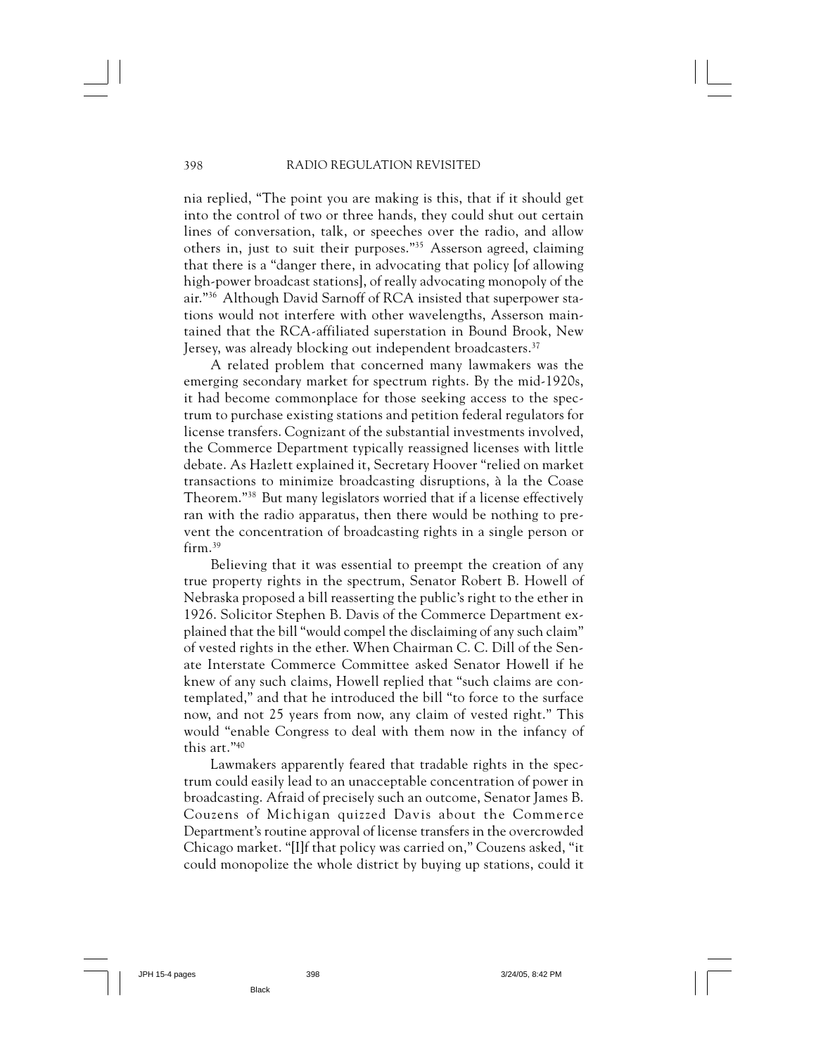nia replied, "The point you are making is this, that if it should get into the control of two or three hands, they could shut out certain lines of conversation, talk, or speeches over the radio, and allow others in, just to suit their purposes."[35] Asserson agreed, claiming that there is a "danger there, in advocating that policy [of allowing high-power broadcast stations], of really advocating monopoly of the air."[36] Although David Sarnoff of RCA insisted that superpower stations would not interfere with other wavelengths, Asserson maintained that the RCA-affiliated superstation in Bound Brook, New Jersey, was already blocking out independent broadcasters.[37]

A related problem that concerned many lawmakers was the emerging secondary market for spectrum rights. By the mid-1920s, it had become commonplace for those seeking access to the spectrum to purchase existing stations and petition federal regulators for license transfers. Cognizant of the substantial investments involved, the Commerce Department typically reassigned licenses with little debate. As Hazlett explained it, Secretary Hoover "relied on market transactions to minimize broadcasting disruptions, à la the Coase Theorem."[38] But many legislators worried that if a license effectively ran with the radio apparatus, then there would be nothing to prevent the concentration of broadcasting rights in a single person or firm.[39]

Believing that it was essential to preempt the creation of any true property rights in the spectrum, Senator Robert B. Howell of Nebraska proposed a bill reasserting the public's right to the ether in 1926. Solicitor Stephen B. Davis of the Commerce Department explained that the bill "would compel the disclaiming of any such claim" of vested rights in the ether. When Chairman C. C. Dill of the Senate Interstate Commerce Committee asked Senator Howell if he knew of any such claims, Howell replied that "such claims are contemplated," and that he introduced the bill "to force to the surface now, and not 25 years from now, any claim of vested right." This would "enable Congress to deal with them now in the infancy of this art."[40]

Lawmakers apparently feared that tradable rights in the spectrum could easily lead to an unacceptable concentration of power in broadcasting. Afraid of precisely such an outcome, Senator James B. Couzens of Michigan quizzed Davis about the Commerce Department's routine approval of license transfers in the overcrowded Chicago market. "[I]f that policy was carried on," Couzens asked, "it could monopolize the whole district by buying up stations, could it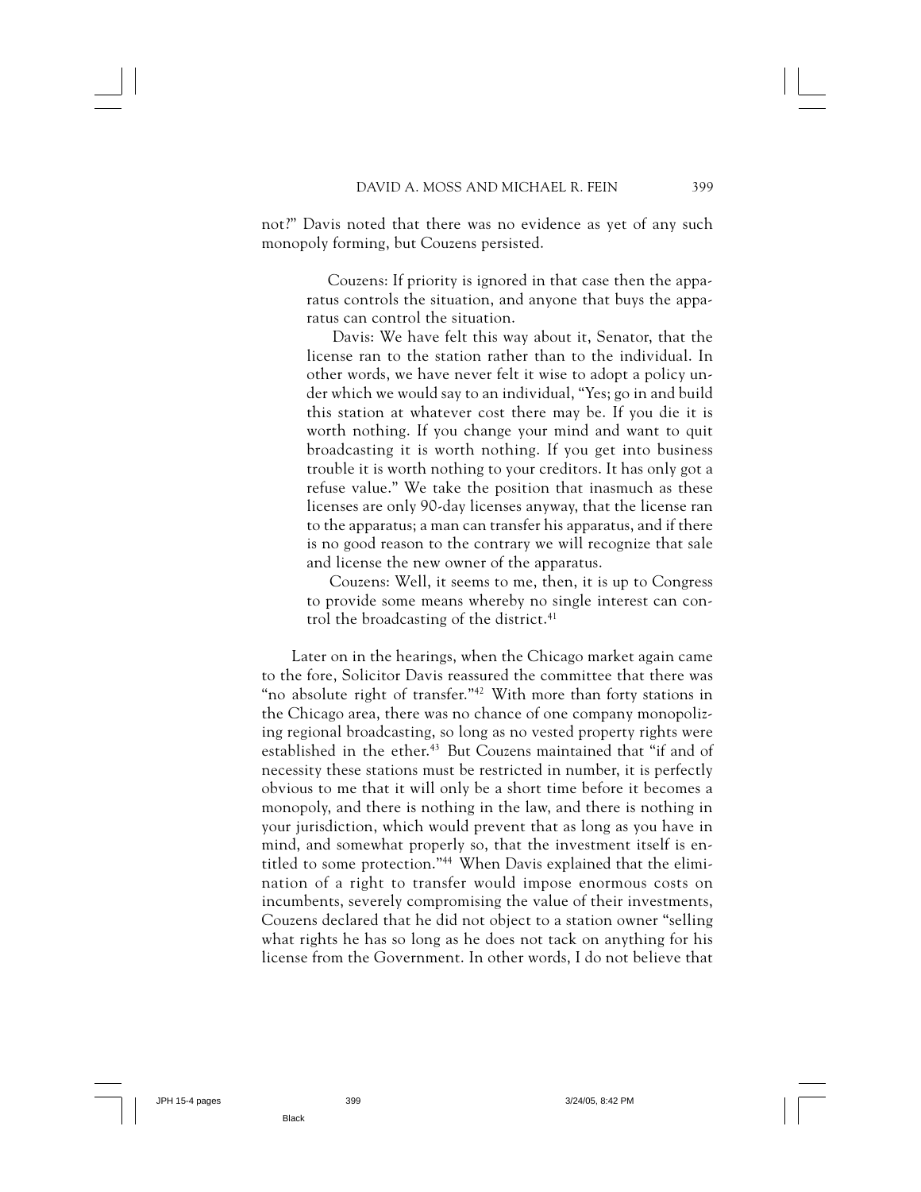not?" Davis noted that there was no evidence as yet of any such monopoly forming, but Couzens persisted.

> Couzens: If priority is ignored in that case then the apparatus controls the situation, and anyone that buys the apparatus can control the situation.
>
> Davis: We have felt this way about it, Senator, that the license ran to the station rather than to the individual. In other words, we have never felt it wise to adopt a policy under which we would say to an individual, "Yes; go in and build this station at whatever cost there may be. If you die it is worth nothing. If you change your mind and want to quit broadcasting it is worth nothing. If you get into business trouble it is worth nothing to your creditors. It has only got a refuse value." We take the position that inasmuch as these licenses are only 90-day licenses anyway, that the license ran to the apparatus; a man can transfer his apparatus, and if there is no good reason to the contrary we will recognize that sale and license the new owner of the apparatus.
>
> Couzens: Well, it seems to me, then, it is up to Congress to provide some means whereby no single interest can control the broadcasting of the district.[41]

Later on in the hearings, when the Chicago market again came to the fore, Solicitor Davis reassured the committee that there was "no absolute right of transfer."[42] With more than forty stations in the Chicago area, there was no chance of one company monopolizing regional broadcasting, so long as no vested property rights were established in the ether.[43] But Couzens maintained that "if and of necessity these stations must be restricted in number, it is perfectly obvious to me that it will only be a short time before it becomes a monopoly, and there is nothing in the law, and there is nothing in your jurisdiction, which would prevent that as long as you have in mind, and somewhat properly so, that the investment itself is entitled to some protection."[44] When Davis explained that the elimination of a right to transfer would impose enormous costs on incumbents, severely compromising the value of their investments, Couzens declared that he did not object to a station owner "selling what rights he has so long as he does not tack on anything for his license from the Government. In other words, I do not believe that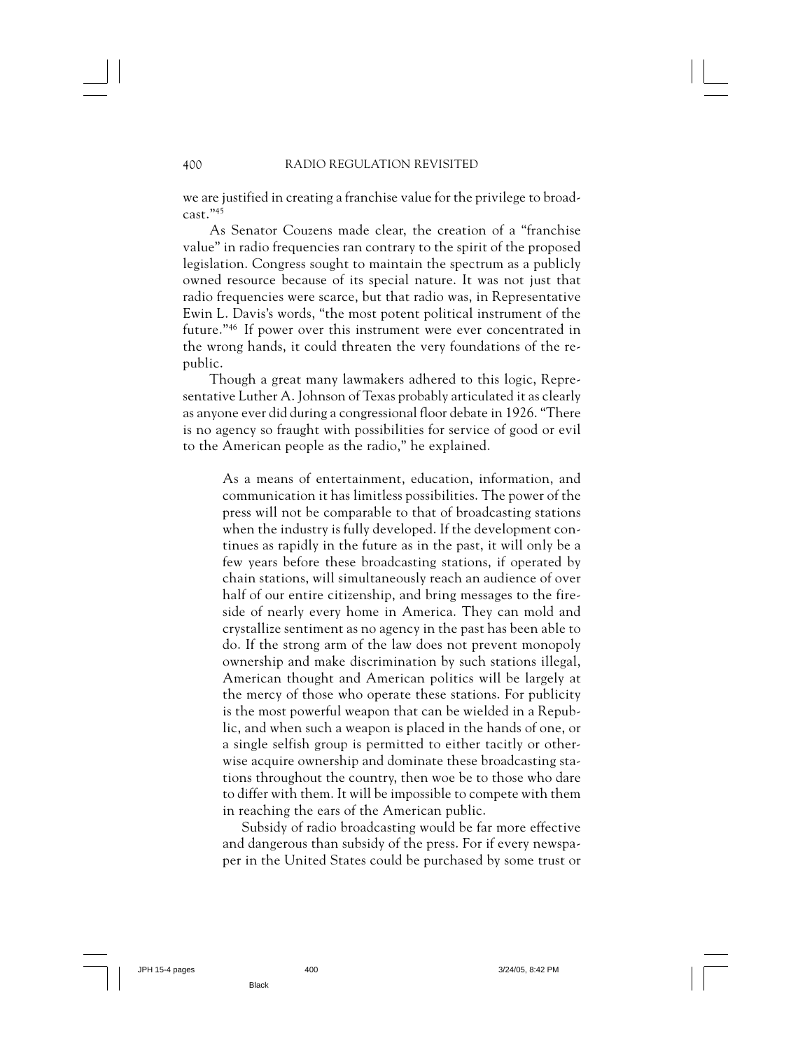we are justified in creating a franchise value for the privilege to broadcast."[45]

As Senator Couzens made clear, the creation of a "franchise value" in radio frequencies ran contrary to the spirit of the proposed legislation. Congress sought to maintain the spectrum as a publicly owned resource because of its special nature. It was not just that radio frequencies were scarce, but that radio was, in Representative Ewin L. Davis's words, "the most potent political instrument of the future."[46] If power over this instrument were ever concentrated in the wrong hands, it could threaten the very foundations of the republic.

Though a great many lawmakers adhered to this logic, Representative Luther A. Johnson of Texas probably articulated it as clearly as anyone ever did during a congressional floor debate in 1926. "There is no agency so fraught with possibilities for service of good or evil to the American people as the radio," he explained.

> As a means of entertainment, education, information, and communication it has limitless possibilities. The power of the press will not be comparable to that of broadcasting stations when the industry is fully developed. If the development continues as rapidly in the future as in the past, it will only be a few years before these broadcasting stations, if operated by chain stations, will simultaneously reach an audience of over half of our entire citizenship, and bring messages to the fireside of nearly every home in America. They can mold and crystallize sentiment as no agency in the past has been able to do. If the strong arm of the law does not prevent monopoly ownership and make discrimination by such stations illegal, American thought and American politics will be largely at the mercy of those who operate these stations. For publicity is the most powerful weapon that can be wielded in a Republic, and when such a weapon is placed in the hands of one, or a single selfish group is permitted to either tacitly or otherwise acquire ownership and dominate these broadcasting stations throughout the country, then woe be to those who dare to differ with them. It will be impossible to compete with them in reaching the ears of the American public.
>
> Subsidy of radio broadcasting would be far more effective and dangerous than subsidy of the press. For if every newspaper in the United States could be purchased by some trust or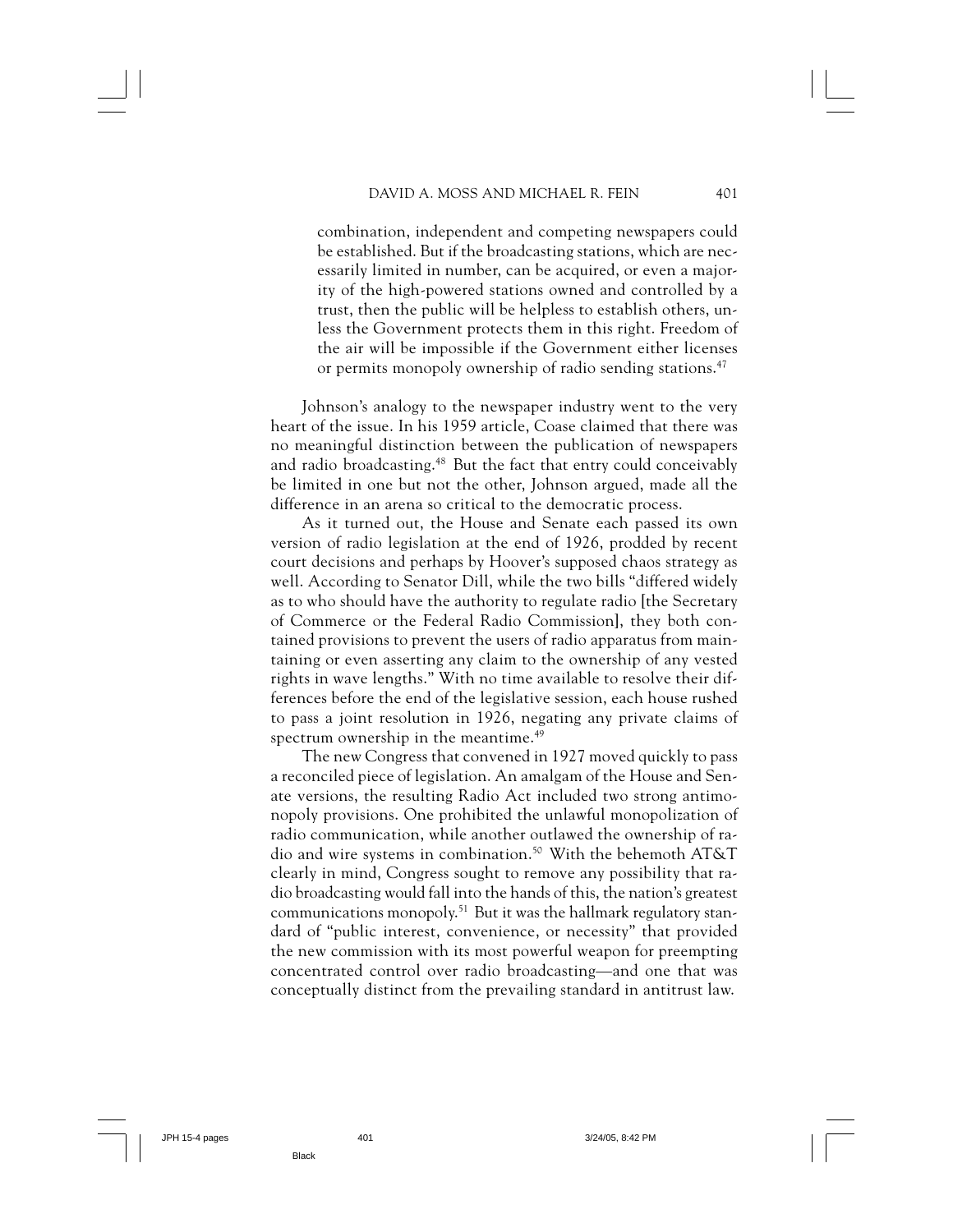> combination, independent and competing newspapers could be established. But if the broadcasting stations, which are necessarily limited in number, can be acquired, or even a majority of the high-powered stations owned and controlled by a trust, then the public will be helpless to establish others, unless the Government protects them in this right. Freedom of the air will be impossible if the Government either licenses or permits monopoly ownership of radio sending stations.[47]

Johnson's analogy to the newspaper industry went to the very heart of the issue. In his 1959 article, Coase claimed that there was no meaningful distinction between the publication of newspapers and radio broadcasting.[48] But the fact that entry could conceivably be limited in one but not the other, Johnson argued, made all the difference in an arena so critical to the democratic process.

As it turned out, the House and Senate each passed its own version of radio legislation at the end of 1926, prodded by recent court decisions and perhaps by Hoover's supposed chaos strategy as well. According to Senator Dill, while the two bills "differed widely as to who should have the authority to regulate radio [the Secretary of Commerce or the Federal Radio Commission], they both contained provisions to prevent the users of radio apparatus from maintaining or even asserting any claim to the ownership of any vested rights in wave lengths." With no time available to resolve their differences before the end of the legislative session, each house rushed to pass a joint resolution in 1926, negating any private claims of spectrum ownership in the meantime.[49]

The new Congress that convened in 1927 moved quickly to pass a reconciled piece of legislation. An amalgam of the House and Senate versions, the resulting Radio Act included two strong antimonopoly provisions. One prohibited the unlawful monopolization of radio communication, while another outlawed the ownership of radio and wire systems in combination.[50] With the behemoth AT&T clearly in mind, Congress sought to remove any possibility that radio broadcasting would fall into the hands of this, the nation's greatest communications monopoly.[51] But it was the hallmark regulatory standard of "public interest, convenience, or necessity" that provided the new commission with its most powerful weapon for preempting concentrated control over radio broadcasting—and one that was conceptually distinct from the prevailing standard in antitrust law.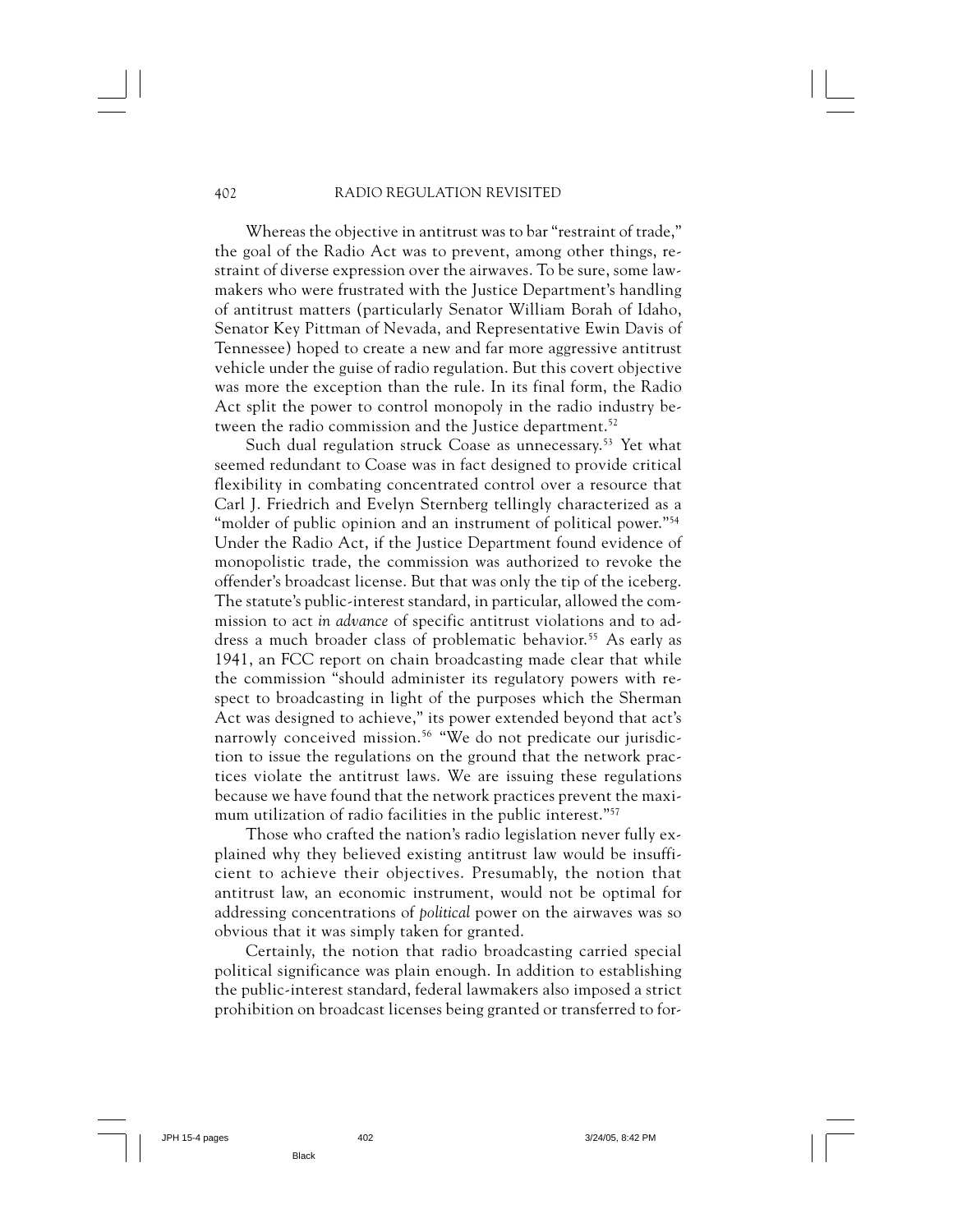Whereas the objective in antitrust was to bar "restraint of trade," the goal of the Radio Act was to prevent, among other things, restraint of diverse expression over the airwaves. To be sure, some lawmakers who were frustrated with the Justice Department's handling of antitrust matters (particularly Senator William Borah of Idaho, Senator Key Pittman of Nevada, and Representative Ewin Davis of Tennessee) hoped to create a new and far more aggressive antitrust vehicle under the guise of radio regulation. But this covert objective was more the exception than the rule. In its final form, the Radio Act split the power to control monopoly in the radio industry between the radio commission and the Justice department.[52]

Such dual regulation struck Coase as unnecessary.[53] Yet what seemed redundant to Coase was in fact designed to provide critical flexibility in combating concentrated control over a resource that Carl J. Friedrich and Evelyn Sternberg tellingly characterized as a "molder of public opinion and an instrument of political power."[54] Under the Radio Act, if the Justice Department found evidence of monopolistic trade, the commission was authorized to revoke the offender's broadcast license. But that was only the tip of the iceberg. The statute's public-interest standard, in particular, allowed the commission to act *in advance* of specific antitrust violations and to address a much broader class of problematic behavior.[55] As early as 1941, an FCC report on chain broadcasting made clear that while the commission "should administer its regulatory powers with respect to broadcasting in light of the purposes which the Sherman Act was designed to achieve," its power extended beyond that act's narrowly conceived mission.[56] "We do not predicate our jurisdiction to issue the regulations on the ground that the network practices violate the antitrust laws. We are issuing these regulations because we have found that the network practices prevent the maximum utilization of radio facilities in the public interest."[57]

Those who crafted the nation's radio legislation never fully explained why they believed existing antitrust law would be insufficient to achieve their objectives. Presumably, the notion that antitrust law, an economic instrument, would not be optimal for addressing concentrations of *political* power on the airwaves was so obvious that it was simply taken for granted.

Certainly, the notion that radio broadcasting carried special political significance was plain enough. In addition to establishing the public-interest standard, federal lawmakers also imposed a strict prohibition on broadcast licenses being granted or transferred to for-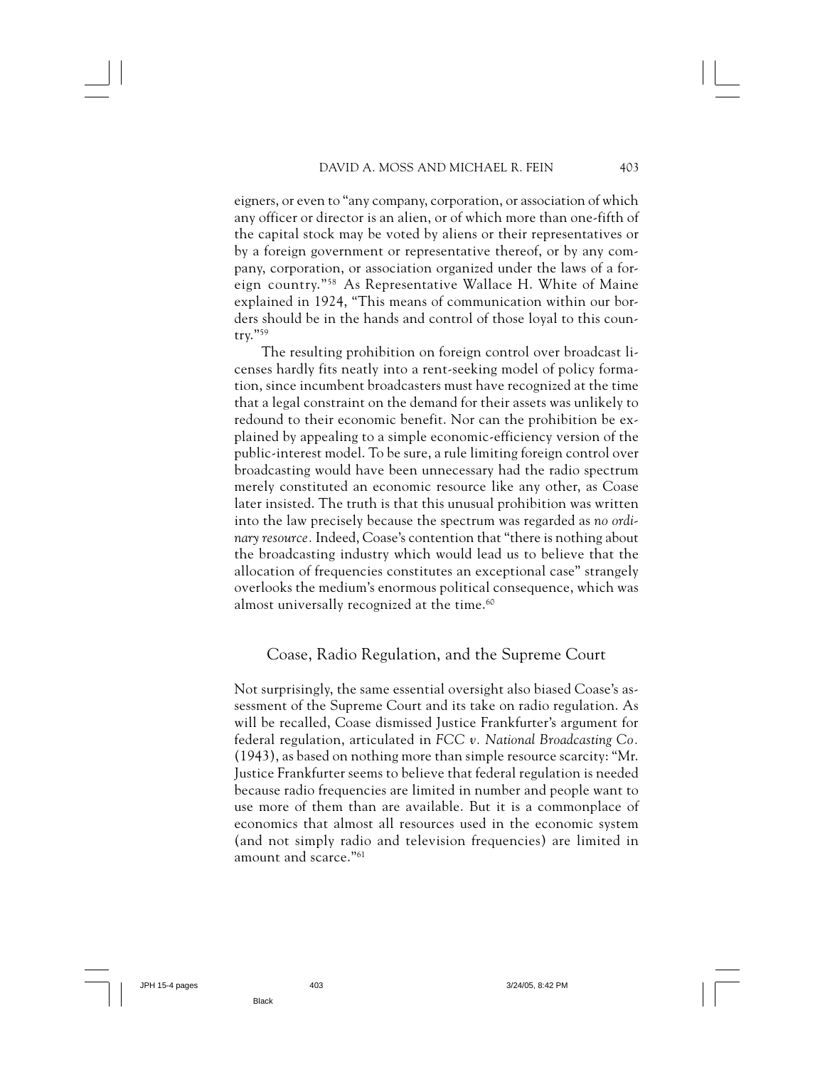eigners, or even to "any company, corporation, or association of which any officer or director is an alien, or of which more than one-fifth of the capital stock may be voted by aliens or their representatives or by a foreign government or representative thereof, or by any company, corporation, or association organized under the laws of a foreign country."[58] As Representative Wallace H. White of Maine explained in 1924, "This means of communication within our borders should be in the hands and control of those loyal to this country."[59]

The resulting prohibition on foreign control over broadcast licenses hardly fits neatly into a rent-seeking model of policy formation, since incumbent broadcasters must have recognized at the time that a legal constraint on the demand for their assets was unlikely to redound to their economic benefit. Nor can the prohibition be explained by appealing to a simple economic-efficiency version of the public-interest model. To be sure, a rule limiting foreign control over broadcasting would have been unnecessary had the radio spectrum merely constituted an economic resource like any other, as Coase later insisted. The truth is that this unusual prohibition was written into the law precisely because the spectrum was regarded as *no ordinary resource*. Indeed, Coase's contention that "there is nothing about the broadcasting industry which would lead us to believe that the allocation of frequencies constitutes an exceptional case" strangely overlooks the medium's enormous political consequence, which was almost universally recognized at the time.[60]

## Coase, Radio Regulation, and the Supreme Court

Not surprisingly, the same essential oversight also biased Coase's assessment of the Supreme Court and its take on radio regulation. As will be recalled, Coase dismissed Justice Frankfurter's argument for federal regulation, articulated in *FCC v. National Broadcasting Co.* (1943), as based on nothing more than simple resource scarcity: "Mr. Justice Frankfurter seems to believe that federal regulation is needed because radio frequencies are limited in number and people want to use more of them than are available. But it is a commonplace of economics that almost all resources used in the economic system (and not simply radio and television frequencies) are limited in amount and scarce."[61]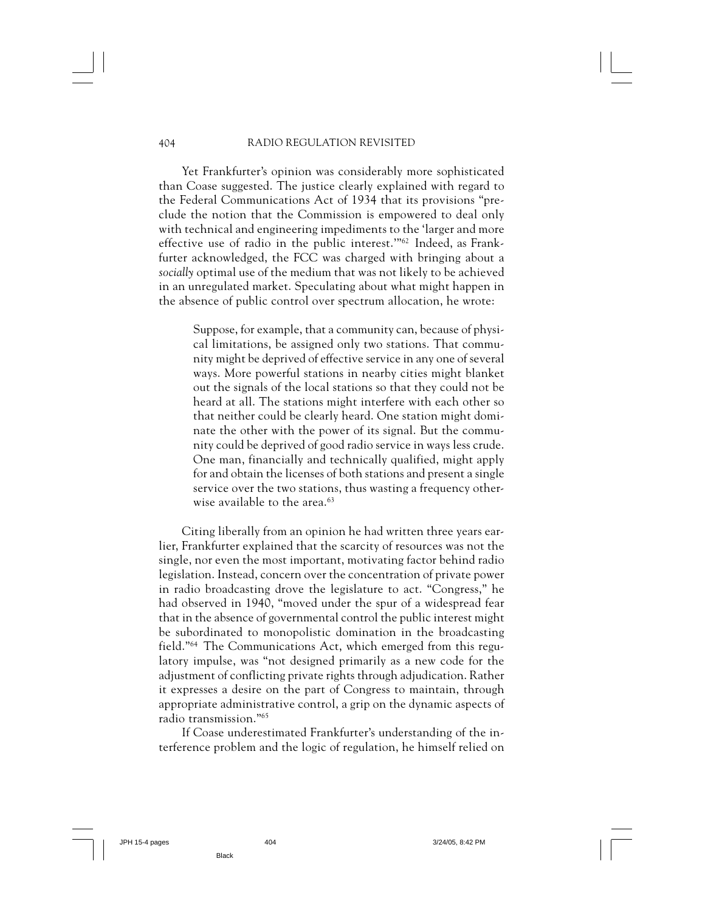Yet Frankfurter's opinion was considerably more sophisticated than Coase suggested. The justice clearly explained with regard to the Federal Communications Act of 1934 that its provisions "preclude the notion that the Commission is empowered to deal only with technical and engineering impediments to the 'larger and more effective use of radio in the public interest.'"[62] Indeed, as Frankfurter acknowledged, the FCC was charged with bringing about a *socially* optimal use of the medium that was not likely to be achieved in an unregulated market. Speculating about what might happen in the absence of public control over spectrum allocation, he wrote:

> Suppose, for example, that a community can, because of physical limitations, be assigned only two stations. That community might be deprived of effective service in any one of several ways. More powerful stations in nearby cities might blanket out the signals of the local stations so that they could not be heard at all. The stations might interfere with each other so that neither could be clearly heard. One station might dominate the other with the power of its signal. But the community could be deprived of good radio service in ways less crude. One man, financially and technically qualified, might apply for and obtain the licenses of both stations and present a single service over the two stations, thus wasting a frequency otherwise available to the area.[63]

Citing liberally from an opinion he had written three years earlier, Frankfurter explained that the scarcity of resources was not the single, nor even the most important, motivating factor behind radio legislation. Instead, concern over the concentration of private power in radio broadcasting drove the legislature to act. "Congress," he had observed in 1940, "moved under the spur of a widespread fear that in the absence of governmental control the public interest might be subordinated to monopolistic domination in the broadcasting field."[64] The Communications Act, which emerged from this regulatory impulse, was "not designed primarily as a new code for the adjustment of conflicting private rights through adjudication. Rather it expresses a desire on the part of Congress to maintain, through appropriate administrative control, a grip on the dynamic aspects of radio transmission."[65]

If Coase underestimated Frankfurter's understanding of the interference problem and the logic of regulation, he himself relied on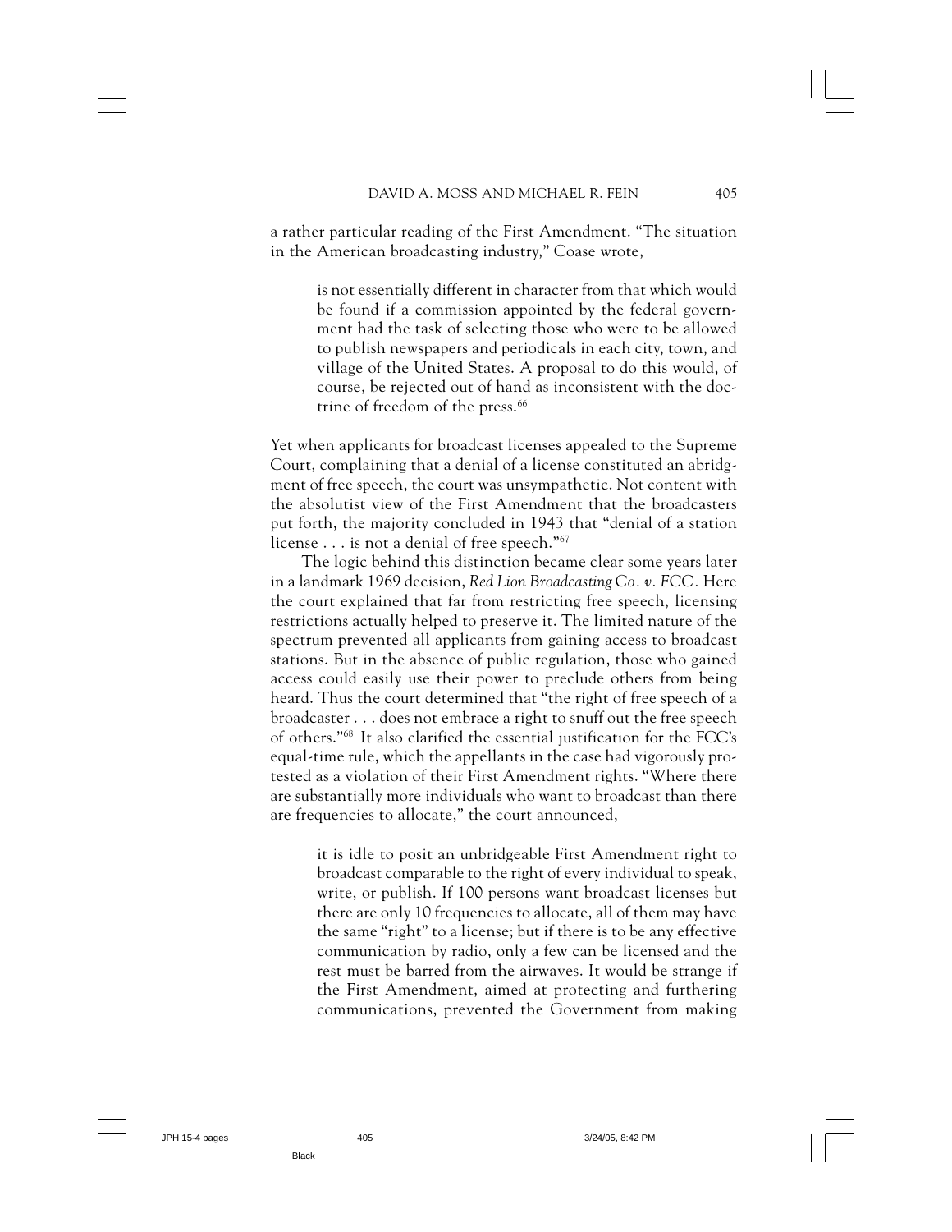a rather particular reading of the First Amendment. "The situation in the American broadcasting industry," Coase wrote,

> is not essentially different in character from that which would be found if a commission appointed by the federal government had the task of selecting those who were to be allowed to publish newspapers and periodicals in each city, town, and village of the United States. A proposal to do this would, of course, be rejected out of hand as inconsistent with the doctrine of freedom of the press.[66]

Yet when applicants for broadcast licenses appealed to the Supreme Court, complaining that a denial of a license constituted an abridgment of free speech, the court was unsympathetic. Not content with the absolutist view of the First Amendment that the broadcasters put forth, the majority concluded in 1943 that "denial of a station license . . . is not a denial of free speech."[67]

The logic behind this distinction became clear some years later in a landmark 1969 decision, *Red Lion Broadcasting Co. v. FCC*. Here the court explained that far from restricting free speech, licensing restrictions actually helped to preserve it. The limited nature of the spectrum prevented all applicants from gaining access to broadcast stations. But in the absence of public regulation, those who gained access could easily use their power to preclude others from being heard. Thus the court determined that "the right of free speech of a broadcaster . . . does not embrace a right to snuff out the free speech of others."[68] It also clarified the essential justification for the FCC's equal-time rule, which the appellants in the case had vigorously protested as a violation of their First Amendment rights. "Where there are substantially more individuals who want to broadcast than there are frequencies to allocate," the court announced,

> it is idle to posit an unbridgeable First Amendment right to broadcast comparable to the right of every individual to speak, write, or publish. If 100 persons want broadcast licenses but there are only 10 frequencies to allocate, all of them may have the same "right" to a license; but if there is to be any effective communication by radio, only a few can be licensed and the rest must be barred from the airwaves. It would be strange if the First Amendment, aimed at protecting and furthering communications, prevented the Government from making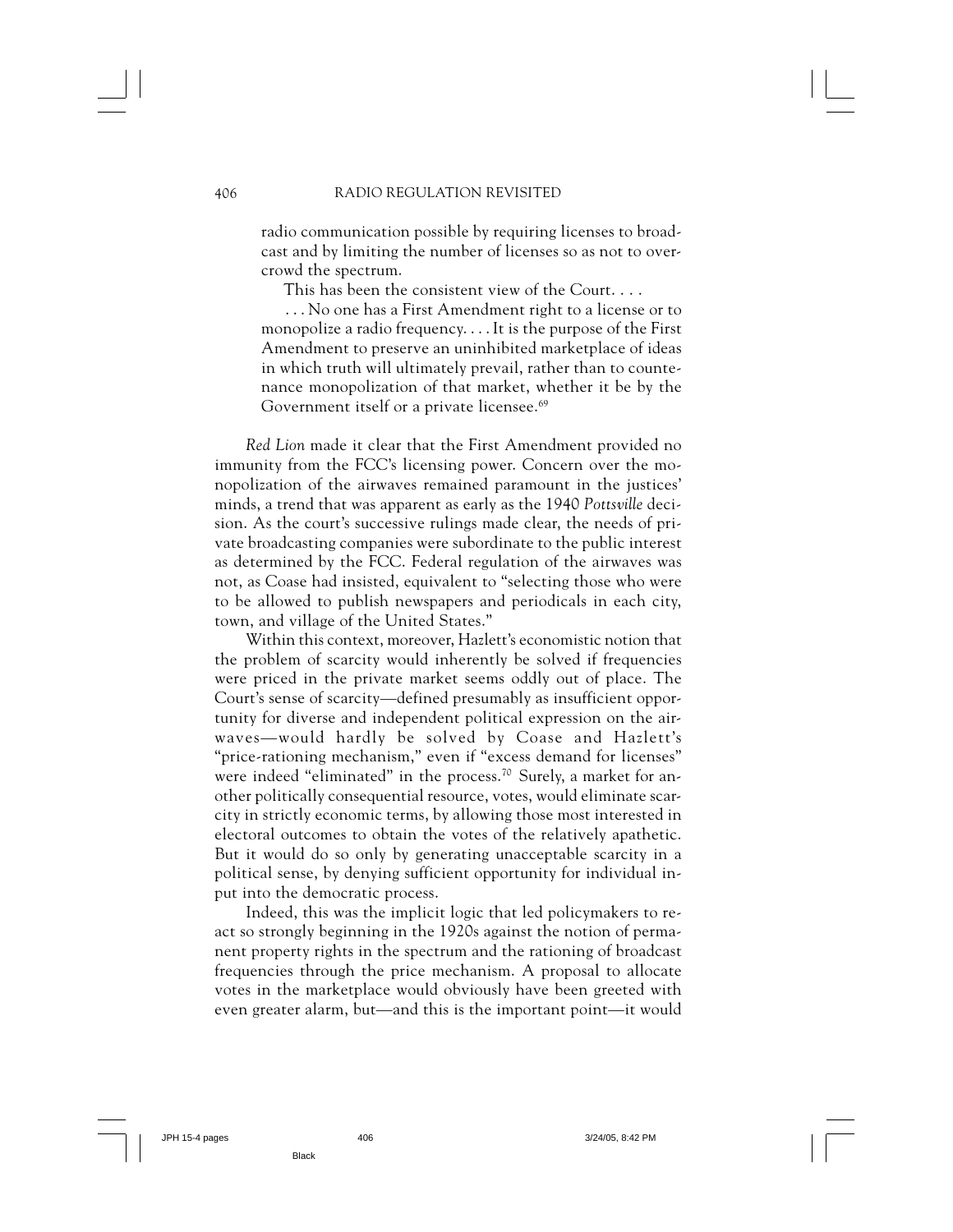> radio communication possible by requiring licenses to broadcast and by limiting the number of licenses so as not to overcrowd the spectrum.
>
> This has been the consistent view of the Court. . . .
>
> . . . No one has a First Amendment right to a license or to monopolize a radio frequency. . . . It is the purpose of the First Amendment to preserve an uninhibited marketplace of ideas in which truth will ultimately prevail, rather than to countenance monopolization of that market, whether it be by the Government itself or a private licensee.[69]

*Red Lion* made it clear that the First Amendment provided no immunity from the FCC's licensing power. Concern over the monopolization of the airwaves remained paramount in the justices' minds, a trend that was apparent as early as the 1940 *Pottsville* decision. As the court's successive rulings made clear, the needs of private broadcasting companies were subordinate to the public interest as determined by the FCC. Federal regulation of the airwaves was not, as Coase had insisted, equivalent to "selecting those who were to be allowed to publish newspapers and periodicals in each city, town, and village of the United States."

Within this context, moreover, Hazlett's economistic notion that the problem of scarcity would inherently be solved if frequencies were priced in the private market seems oddly out of place. The Court's sense of scarcity—defined presumably as insufficient opportunity for diverse and independent political expression on the airwaves—would hardly be solved by Coase and Hazlett's "price-rationing mechanism," even if "excess demand for licenses" were indeed "eliminated" in the process.[70] Surely, a market for another politically consequential resource, votes, would eliminate scarcity in strictly economic terms, by allowing those most interested in electoral outcomes to obtain the votes of the relatively apathetic. But it would do so only by generating unacceptable scarcity in a political sense, by denying sufficient opportunity for individual input into the democratic process.

Indeed, this was the implicit logic that led policymakers to react so strongly beginning in the 1920s against the notion of permanent property rights in the spectrum and the rationing of broadcast frequencies through the price mechanism. A proposal to allocate votes in the marketplace would obviously have been greeted with even greater alarm, but—and this is the important point—it would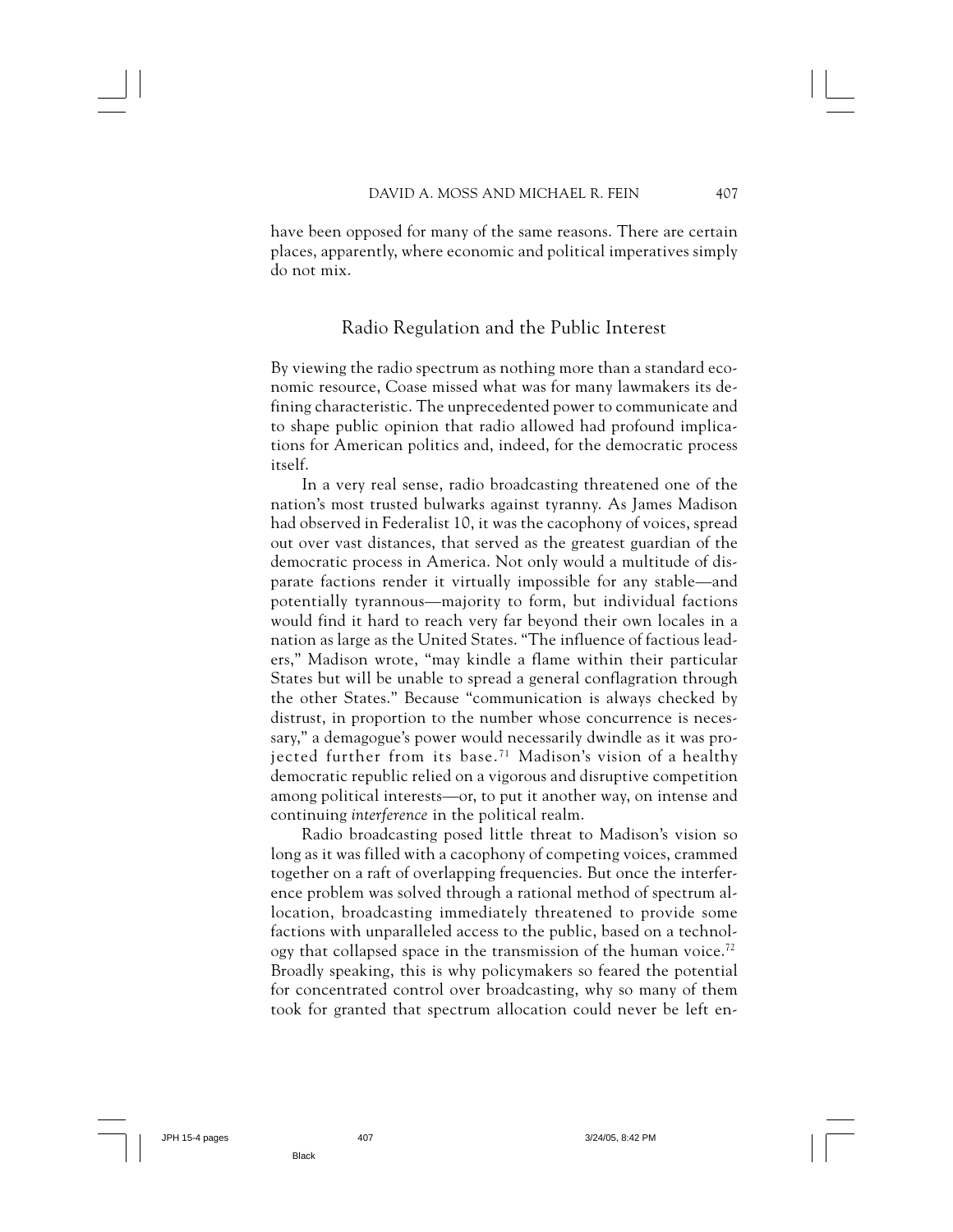have been opposed for many of the same reasons. There are certain places, apparently, where economic and political imperatives simply do not mix.

## Radio Regulation and the Public Interest

By viewing the radio spectrum as nothing more than a standard economic resource, Coase missed what was for many lawmakers its defining characteristic. The unprecedented power to communicate and to shape public opinion that radio allowed had profound implications for American politics and, indeed, for the democratic process itself.

In a very real sense, radio broadcasting threatened one of the nation's most trusted bulwarks against tyranny. As James Madison had observed in Federalist 10, it was the cacophony of voices, spread out over vast distances, that served as the greatest guardian of the democratic process in America. Not only would a multitude of disparate factions render it virtually impossible for any stable—and potentially tyrannous—majority to form, but individual factions would find it hard to reach very far beyond their own locales in a nation as large as the United States. "The influence of factious leaders," Madison wrote, "may kindle a flame within their particular States but will be unable to spread a general conflagration through the other States." Because "communication is always checked by distrust, in proportion to the number whose concurrence is necessary," a demagogue's power would necessarily dwindle as it was projected further from its base.[71] Madison's vision of a healthy democratic republic relied on a vigorous and disruptive competition among political interests—or, to put it another way, on intense and continuing *interference* in the political realm.

Radio broadcasting posed little threat to Madison's vision so long as it was filled with a cacophony of competing voices, crammed together on a raft of overlapping frequencies. But once the interference problem was solved through a rational method of spectrum allocation, broadcasting immediately threatened to provide some factions with unparalleled access to the public, based on a technology that collapsed space in the transmission of the human voice.[72] Broadly speaking, this is why policymakers so feared the potential for concentrated control over broadcasting, why so many of them took for granted that spectrum allocation could never be left en-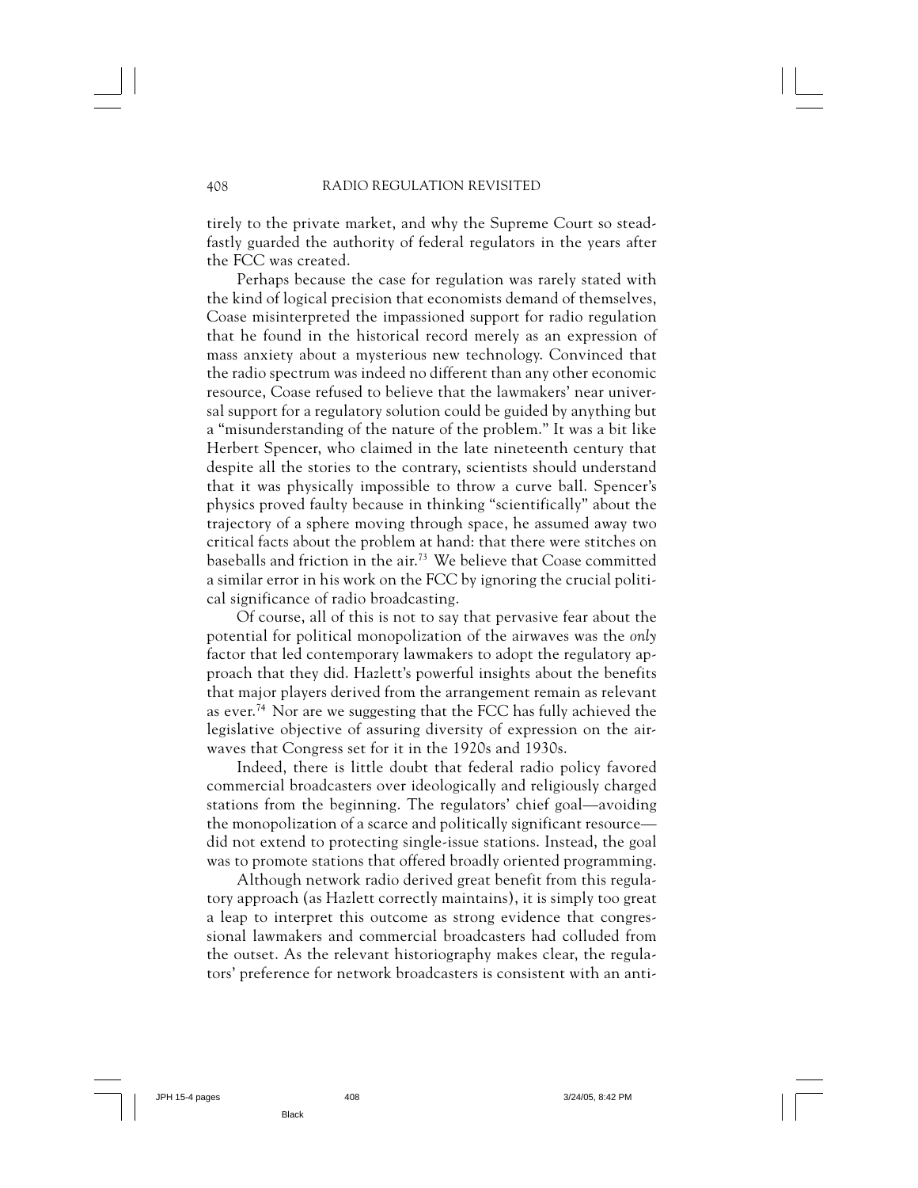tirely to the private market, and why the Supreme Court so steadfastly guarded the authority of federal regulators in the years after the FCC was created.

Perhaps because the case for regulation was rarely stated with the kind of logical precision that economists demand of themselves, Coase misinterpreted the impassioned support for radio regulation that he found in the historical record merely as an expression of mass anxiety about a mysterious new technology. Convinced that the radio spectrum was indeed no different than any other economic resource, Coase refused to believe that the lawmakers' near universal support for a regulatory solution could be guided by anything but a "misunderstanding of the nature of the problem." It was a bit like Herbert Spencer, who claimed in the late nineteenth century that despite all the stories to the contrary, scientists should understand that it was physically impossible to throw a curve ball. Spencer's physics proved faulty because in thinking "scientifically" about the trajectory of a sphere moving through space, he assumed away two critical facts about the problem at hand: that there were stitches on baseballs and friction in the air.[73] We believe that Coase committed a similar error in his work on the FCC by ignoring the crucial political significance of radio broadcasting.

Of course, all of this is not to say that pervasive fear about the potential for political monopolization of the airwaves was the *only* factor that led contemporary lawmakers to adopt the regulatory approach that they did. Hazlett's powerful insights about the benefits that major players derived from the arrangement remain as relevant as ever.[74] Nor are we suggesting that the FCC has fully achieved the legislative objective of assuring diversity of expression on the airwaves that Congress set for it in the 1920s and 1930s.

Indeed, there is little doubt that federal radio policy favored commercial broadcasters over ideologically and religiously charged stations from the beginning. The regulators' chief goal—avoiding the monopolization of a scarce and politically significant resource—did not extend to protecting single-issue stations. Instead, the goal was to promote stations that offered broadly oriented programming.

Although network radio derived great benefit from this regulatory approach (as Hazlett correctly maintains), it is simply too great a leap to interpret this outcome as strong evidence that congressional lawmakers and commercial broadcasters had colluded from the outset. As the relevant historiography makes clear, the regulators' preference for network broadcasters is consistent with an anti-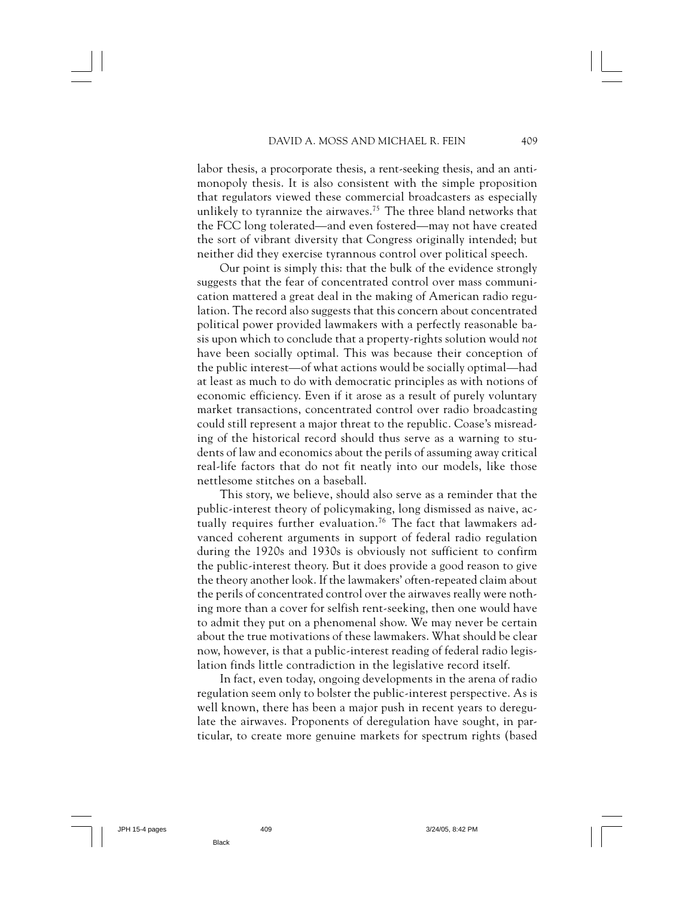labor thesis, a procorporate thesis, a rent-seeking thesis, and an antimonopoly thesis. It is also consistent with the simple proposition that regulators viewed these commercial broadcasters as especially unlikely to tyrannize the airwaves.[75] The three bland networks that the FCC long tolerated—and even fostered—may not have created the sort of vibrant diversity that Congress originally intended; but neither did they exercise tyrannous control over political speech.

Our point is simply this: that the bulk of the evidence strongly suggests that the fear of concentrated control over mass communication mattered a great deal in the making of American radio regulation. The record also suggests that this concern about concentrated political power provided lawmakers with a perfectly reasonable basis upon which to conclude that a property-rights solution would *not* have been socially optimal. This was because their conception of the public interest—of what actions would be socially optimal—had at least as much to do with democratic principles as with notions of economic efficiency. Even if it arose as a result of purely voluntary market transactions, concentrated control over radio broadcasting could still represent a major threat to the republic. Coase's misreading of the historical record should thus serve as a warning to students of law and economics about the perils of assuming away critical real-life factors that do not fit neatly into our models, like those nettlesome stitches on a baseball.

This story, we believe, should also serve as a reminder that the public-interest theory of policymaking, long dismissed as naive, actually requires further evaluation.[76] The fact that lawmakers advanced coherent arguments in support of federal radio regulation during the 1920s and 1930s is obviously not sufficient to confirm the public-interest theory. But it does provide a good reason to give the theory another look. If the lawmakers' often-repeated claim about the perils of concentrated control over the airwaves really were nothing more than a cover for selfish rent-seeking, then one would have to admit they put on a phenomenal show. We may never be certain about the true motivations of these lawmakers. What should be clear now, however, is that a public-interest reading of federal radio legislation finds little contradiction in the legislative record itself.

In fact, even today, ongoing developments in the arena of radio regulation seem only to bolster the public-interest perspective. As is well known, there has been a major push in recent years to deregulate the airwaves. Proponents of deregulation have sought, in particular, to create more genuine markets for spectrum rights (based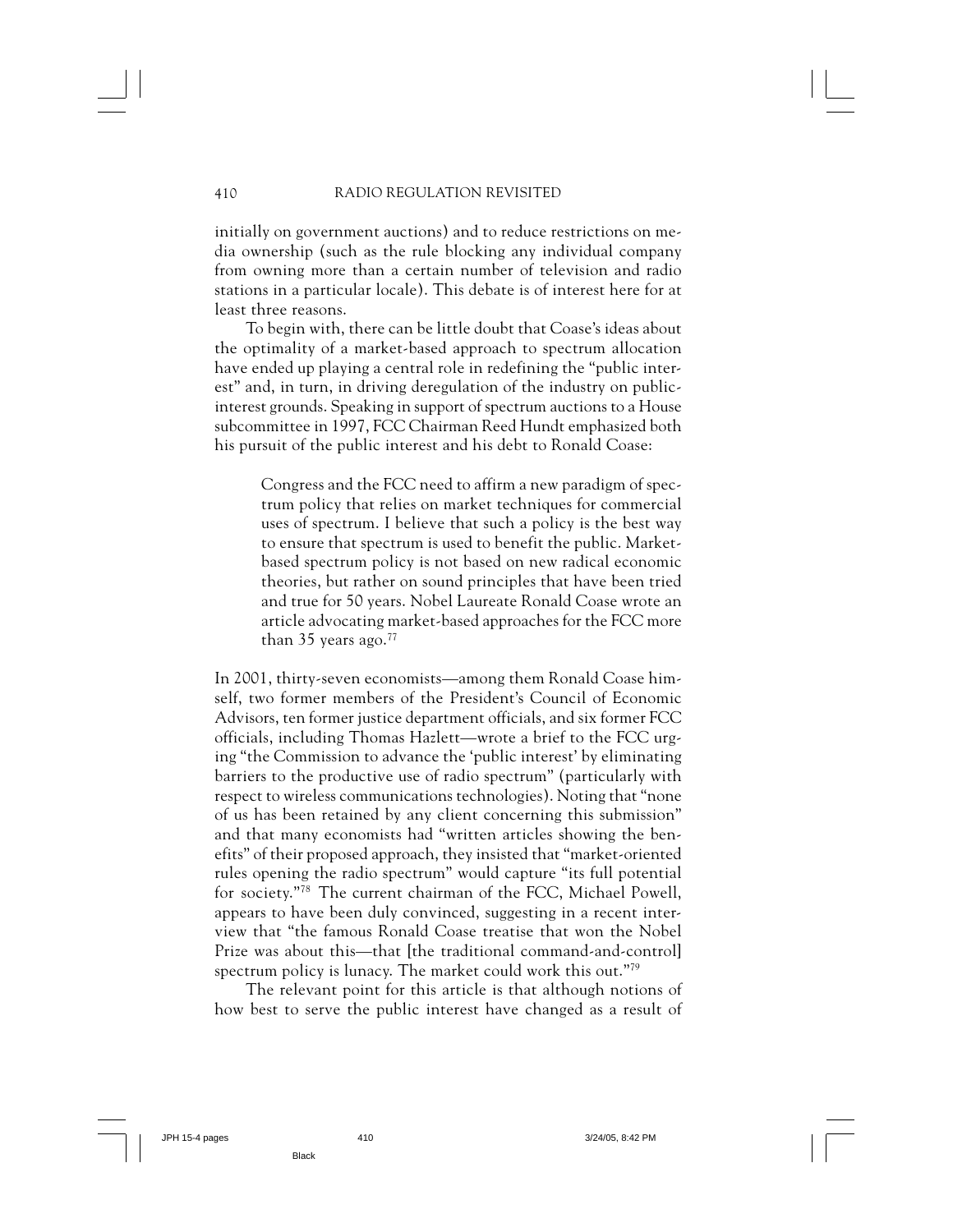initially on government auctions) and to reduce restrictions on media ownership (such as the rule blocking any individual company from owning more than a certain number of television and radio stations in a particular locale). This debate is of interest here for at least three reasons.

To begin with, there can be little doubt that Coase's ideas about the optimality of a market-based approach to spectrum allocation have ended up playing a central role in redefining the "public interest" and, in turn, in driving deregulation of the industry on public-interest grounds. Speaking in support of spectrum auctions to a House subcommittee in 1997, FCC Chairman Reed Hundt emphasized both his pursuit of the public interest and his debt to Ronald Coase:

> Congress and the FCC need to affirm a new paradigm of spectrum policy that relies on market techniques for commercial uses of spectrum. I believe that such a policy is the best way to ensure that spectrum is used to benefit the public. Market-based spectrum policy is not based on new radical economic theories, but rather on sound principles that have been tried and true for 50 years. Nobel Laureate Ronald Coase wrote an article advocating market-based approaches for the FCC more than 35 years ago.[77]

In 2001, thirty-seven economists—among them Ronald Coase himself, two former members of the President's Council of Economic Advisors, ten former justice department officials, and six former FCC officials, including Thomas Hazlett—wrote a brief to the FCC urging "the Commission to advance the 'public interest' by eliminating barriers to the productive use of radio spectrum" (particularly with respect to wireless communications technologies). Noting that "none of us has been retained by any client concerning this submission" and that many economists had "written articles showing the benefits" of their proposed approach, they insisted that "market-oriented rules opening the radio spectrum" would capture "its full potential for society."[78] The current chairman of the FCC, Michael Powell, appears to have been duly convinced, suggesting in a recent interview that "the famous Ronald Coase treatise that won the Nobel Prize was about this—that [the traditional command-and-control] spectrum policy is lunacy. The market could work this out."[79]

The relevant point for this article is that although notions of how best to serve the public interest have changed as a result of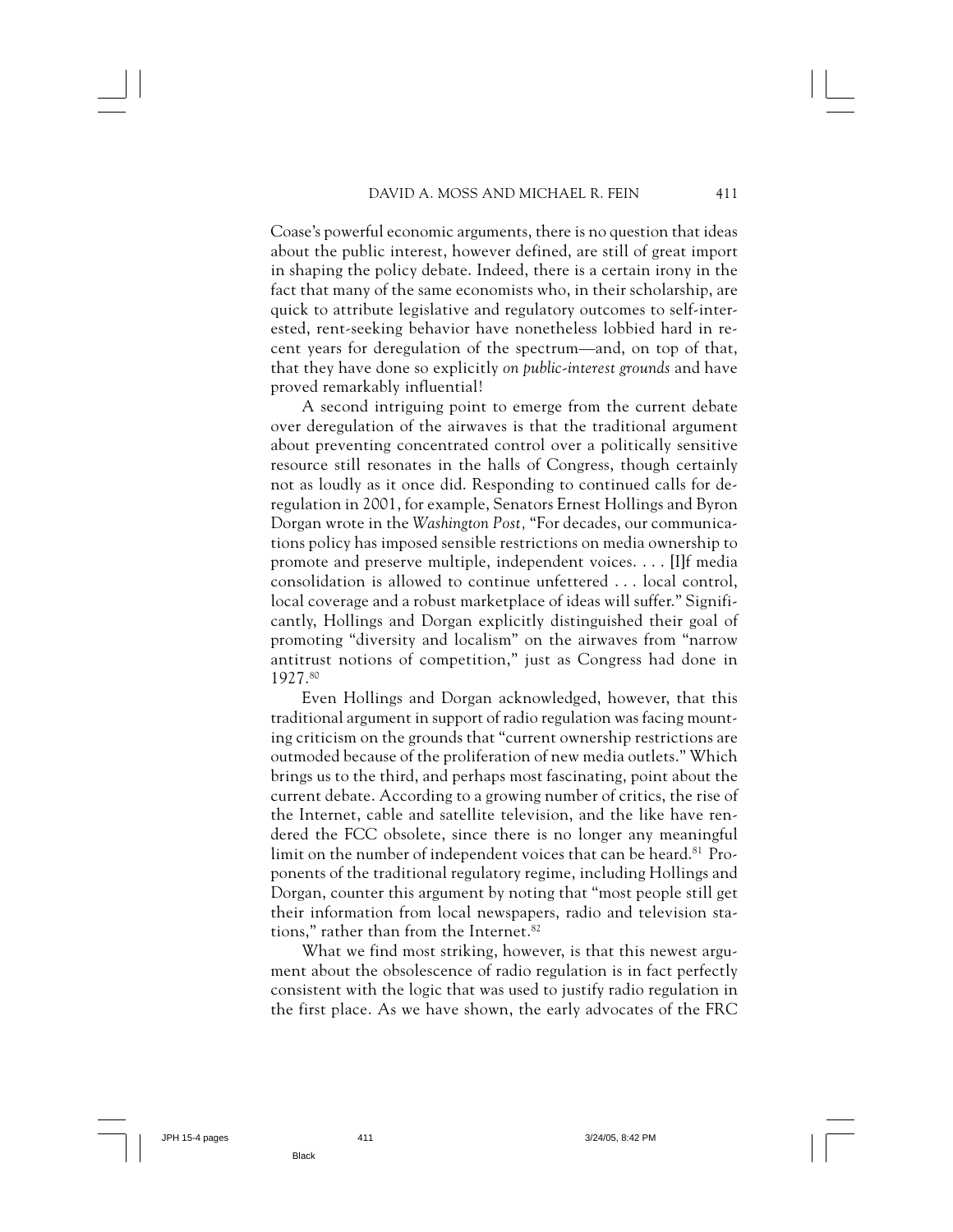Coase's powerful economic arguments, there is no question that ideas about the public interest, however defined, are still of great import in shaping the policy debate. Indeed, there is a certain irony in the fact that many of the same economists who, in their scholarship, are quick to attribute legislative and regulatory outcomes to self-interested, rent-seeking behavior have nonetheless lobbied hard in recent years for deregulation of the spectrum—and, on top of that, that they have done so explicitly *on public-interest grounds* and have proved remarkably influential!

A second intriguing point to emerge from the current debate over deregulation of the airwaves is that the traditional argument about preventing concentrated control over a politically sensitive resource still resonates in the halls of Congress, though certainly not as loudly as it once did. Responding to continued calls for deregulation in 2001, for example, Senators Ernest Hollings and Byron Dorgan wrote in the *Washington Post,* "For decades, our communications policy has imposed sensible restrictions on media ownership to promote and preserve multiple, independent voices. . . . [I]f media consolidation is allowed to continue unfettered . . . local control, local coverage and a robust marketplace of ideas will suffer." Significantly, Hollings and Dorgan explicitly distinguished their goal of promoting "diversity and localism" on the airwaves from "narrow antitrust notions of competition," just as Congress had done in 1927.[80]

Even Hollings and Dorgan acknowledged, however, that this traditional argument in support of radio regulation was facing mounting criticism on the grounds that "current ownership restrictions are outmoded because of the proliferation of new media outlets." Which brings us to the third, and perhaps most fascinating, point about the current debate. According to a growing number of critics, the rise of the Internet, cable and satellite television, and the like have rendered the FCC obsolete, since there is no longer any meaningful limit on the number of independent voices that can be heard.[81] Proponents of the traditional regulatory regime, including Hollings and Dorgan, counter this argument by noting that "most people still get their information from local newspapers, radio and television stations," rather than from the Internet.[82]

What we find most striking, however, is that this newest argument about the obsolescence of radio regulation is in fact perfectly consistent with the logic that was used to justify radio regulation in the first place. As we have shown, the early advocates of the FRC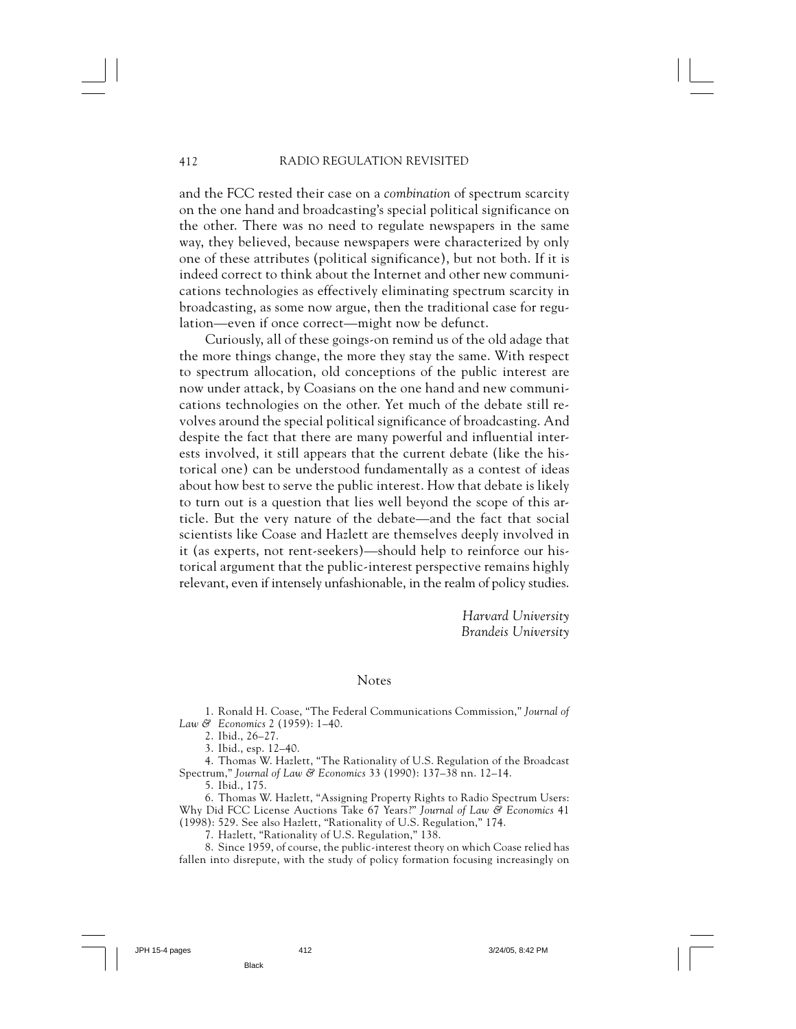and the FCC rested their case on a *combination* of spectrum scarcity on the one hand and broadcasting's special political significance on the other. There was no need to regulate newspapers in the same way, they believed, because newspapers were characterized by only one of these attributes (political significance), but not both. If it is indeed correct to think about the Internet and other new communications technologies as effectively eliminating spectrum scarcity in broadcasting, as some now argue, then the traditional case for regulation—even if once correct—might now be defunct.

Curiously, all of these goings-on remind us of the old adage that the more things change, the more they stay the same. With respect to spectrum allocation, old conceptions of the public interest are now under attack, by Coasians on the one hand and new communications technologies on the other. Yet much of the debate still revolves around the special political significance of broadcasting. And despite the fact that there are many powerful and influential interests involved, it still appears that the current debate (like the historical one) can be understood fundamentally as a contest of ideas about how best to serve the public interest. How that debate is likely to turn out is a question that lies well beyond the scope of this article. But the very nature of the debate—and the fact that social scientists like Coase and Hazlett are themselves deeply involved in it (as experts, not rent-seekers)—should help to reinforce our historical argument that the public-interest perspective remains highly relevant, even if intensely unfashionable, in the realm of policy studies.

*Harvard University*
*Brandeis University*

## Notes

1. Ronald H. Coase, "The Federal Communications Commission," *Journal of Law & Economics* 2 (1959): 1–40.

2. Ibid., 26–27.

3. Ibid., esp. 12–40.

4. Thomas W. Hazlett, "The Rationality of U.S. Regulation of the Broadcast Spectrum," *Journal of Law & Economics* 33 (1990): 137–38 nn. 12–14.

5. Ibid., 175.

6. Thomas W. Hazlett, "Assigning Property Rights to Radio Spectrum Users: Why Did FCC License Auctions Take 67 Years?" *Journal of Law & Economics* 41 (1998): 529. See also Hazlett, "Rationality of U.S. Regulation," 174.

7. Hazlett, "Rationality of U.S. Regulation," 138.

8. Since 1959, of course, the public-interest theory on which Coase relied has fallen into disrepute, with the study of policy formation focusing increasingly on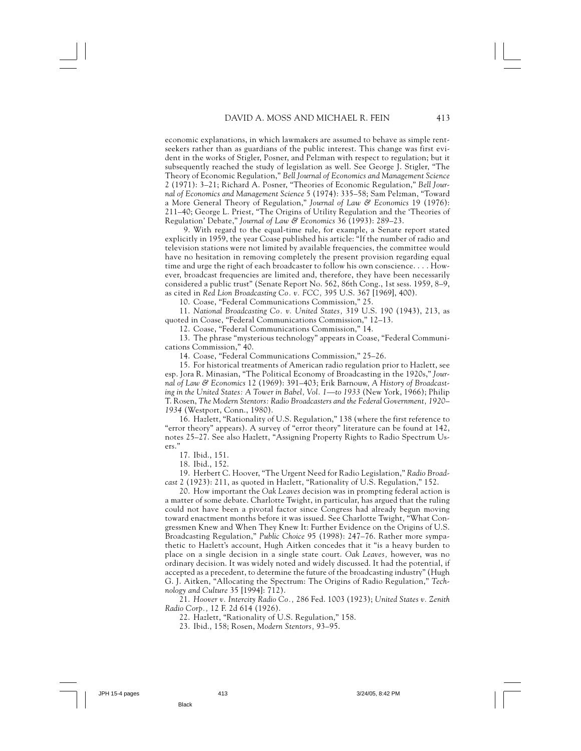economic explanations, in which lawmakers are assumed to behave as simple rent-seekers rather than as guardians of the public interest. This change was first evident in the works of Stigler, Posner, and Pelzman with respect to regulation; but it subsequently reached the study of legislation as well. See George J. Stigler, "The Theory of Economic Regulation," *Bell Journal of Economics and Management Science* 2 (1971): 3–21; Richard A. Posner, "Theories of Economic Regulation," *Bell Journal of Economics and Management Science* 5 (1974): 335–58; Sam Pelzman, "Toward a More General Theory of Regulation," *Journal of Law & Economics* 19 (1976): 211–40; George L. Priest, "The Origins of Utility Regulation and the 'Theories of Regulation' Debate," *Journal of Law & Economics* 36 (1993): 289–23.

9. With regard to the equal-time rule, for example, a Senate report stated explicitly in 1959, the year Coase published his article: "If the number of radio and television stations were not limited by available frequencies, the committee would have no hesitation in removing completely the present provision regarding equal time and urge the right of each broadcaster to follow his own conscience. . . . However, broadcast frequencies are limited and, therefore, they have been necessarily considered a public trust" (Senate Report No. 562, 86th Cong., 1st sess. 1959, 8–9, as cited in *Red Lion Broadcasting Co. v. FCC,* 395 U.S. 367 [1969], 400).

10. Coase, "Federal Communications Commission," 25.

11. *National Broadcasting Co. v. United States,* 319 U.S. 190 (1943), 213, as quoted in Coase, "Federal Communications Commission," 12–13.

12. Coase, "Federal Communications Commission," 14.

13. The phrase "mysterious technology" appears in Coase, "Federal Communications Commission," 40.

14. Coase, "Federal Communications Commission," 25–26.

15. For historical treatments of American radio regulation prior to Hazlett, see esp. Jora R. Minasian, "The Political Economy of Broadcasting in the 1920s," *Journal of Law & Economics* 12 (1969): 391–403; Erik Barnouw, *A History of Broadcasting in the United States: A Tower in Babel, Vol. 1—to 1933* (New York, 1966); Philip T. Rosen, *The Modern Stentors: Radio Broadcasters and the Federal Government, 1920–1934* (Westport, Conn., 1980).

16. Hazlett, "Rationality of U.S. Regulation," 138 (where the first reference to "error theory" appears). A survey of "error theory" literature can be found at 142, notes 25–27. See also Hazlett, "Assigning Property Rights to Radio Spectrum Users."

17. Ibid., 151.

18. Ibid., 152.

19. Herbert C. Hoover, "The Urgent Need for Radio Legislation," *Radio Broadcast* 2 (1923): 211, as quoted in Hazlett, "Rationality of U.S. Regulation," 152.

20. How important the *Oak Leaves* decision was in prompting federal action is a matter of some debate. Charlotte Twight, in particular, has argued that the ruling could not have been a pivotal factor since Congress had already begun moving toward enactment months before it was issued. See Charlotte Twight, "What Congressmen Knew and When They Knew It: Further Evidence on the Origins of U.S. Broadcasting Regulation," *Public Choice* 95 (1998): 247–76. Rather more sympathetic to Hazlett's account, Hugh Aitken concedes that it "is a heavy burden to place on a single decision in a single state court. *Oak Leaves,* however, was no ordinary decision. It was widely noted and widely discussed. It had the potential, if accepted as a precedent, to determine the future of the broadcasting industry" (Hugh G. J. Aitken, "Allocating the Spectrum: The Origins of Radio Regulation," *Technology and Culture* 35 [1994]: 712).

21. *Hoover v. Intercity Radio Co.,* 286 Fed. 1003 (1923); *United States v. Zenith Radio Corp.,* 12 F. 2d 614 (1926).

22. Hazlett, "Rationality of U.S. Regulation," 158.

23. Ibid., 158; Rosen, *Modern Stentors,* 93–95.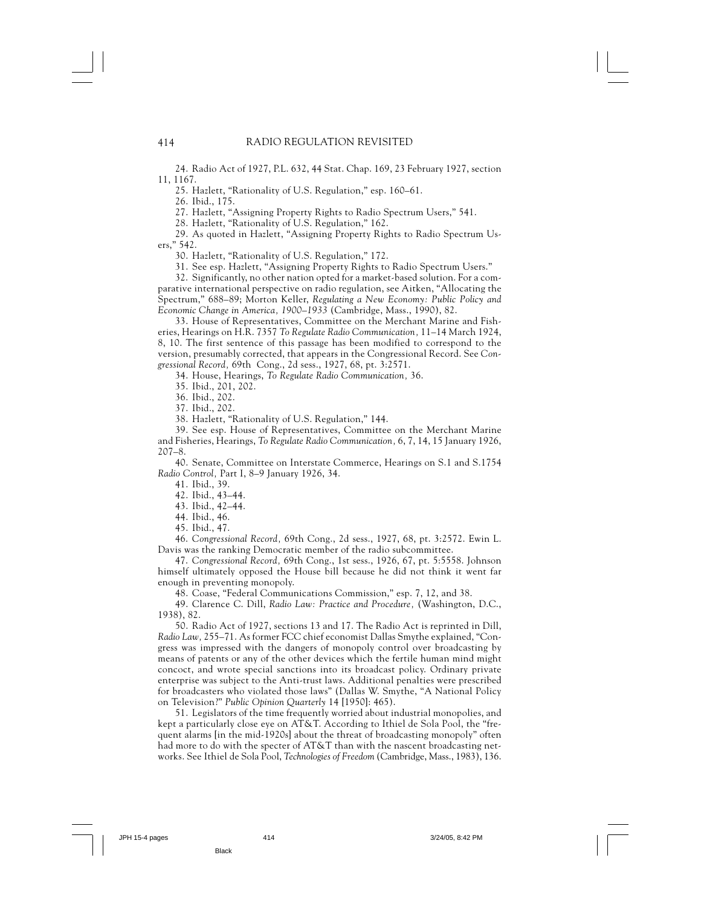24. Radio Act of 1927, P.L. 632, 44 Stat. Chap. 169, 23 February 1927, section 11, 1167.

25. Hazlett, "Rationality of U.S. Regulation," esp. 160–61.

26. Ibid., 175.

27. Hazlett, "Assigning Property Rights to Radio Spectrum Users," 541.

28. Hazlett, "Rationality of U.S. Regulation," 162.

29. As quoted in Hazlett, "Assigning Property Rights to Radio Spectrum Users," 542.

30. Hazlett, "Rationality of U.S. Regulation," 172.

31. See esp. Hazlett, "Assigning Property Rights to Radio Spectrum Users."

32. Significantly, no other nation opted for a market-based solution. For a comparative international perspective on radio regulation, see Aitken, "Allocating the Spectrum," 688–89; Morton Keller, *Regulating a New Economy: Public Policy and Economic Change in America, 1900–1933* (Cambridge, Mass., 1990), 82.

33. House of Representatives, Committee on the Merchant Marine and Fisheries, Hearings on H.R. 7357 *To Regulate Radio Communication,* 11–14 March 1924, 8, 10. The first sentence of this passage has been modified to correspond to the version, presumably corrected, that appears in the Congressional Record. See *Congressional Record,* 69th Cong., 2d sess., 1927, 68, pt. 3:2571.

34. House, Hearings, *To Regulate Radio Communication,* 36.

35. Ibid., 201, 202.

36. Ibid., 202.

37. Ibid., 202.

38. Hazlett, "Rationality of U.S. Regulation," 144.

39. See esp. House of Representatives, Committee on the Merchant Marine and Fisheries, Hearings, *To Regulate Radio Communication,* 6, 7, 14, 15 January 1926, 207–8.

40. Senate, Committee on Interstate Commerce, Hearings on S.1 and S.1754 *Radio Control,* Part I, 8–9 January 1926, 34.

41. Ibid., 39.

42. Ibid., 43–44.

43. Ibid., 42–44.

44. Ibid., 46.

45. Ibid., 47.

46. *Congressional Record,* 69th Cong., 2d sess., 1927, 68, pt. 3:2572. Ewin L. Davis was the ranking Democratic member of the radio subcommittee.

47. *Congressional Record,* 69th Cong., 1st sess., 1926, 67, pt. 5:5558. Johnson himself ultimately opposed the House bill because he did not think it went far enough in preventing monopoly.

48. Coase, "Federal Communications Commission," esp. 7, 12, and 38.

49. Clarence C. Dill, *Radio Law: Practice and Procedure,* (Washington, D.C., 1938), 82.

50. Radio Act of 1927, sections 13 and 17. The Radio Act is reprinted in Dill, *Radio Law,* 255–71. As former FCC chief economist Dallas Smythe explained, "Congress was impressed with the dangers of monopoly control over broadcasting by means of patents or any of the other devices which the fertile human mind might concoct, and wrote special sanctions into its broadcast policy. Ordinary private enterprise was subject to the Anti-trust laws. Additional penalties were prescribed for broadcasters who violated those laws" (Dallas W. Smythe, "A National Policy on Television?" *Public Opinion Quarterly* 14 [1950]: 465).

51. Legislators of the time frequently worried about industrial monopolies, and kept a particularly close eye on AT&T. According to Ithiel de Sola Pool, the "frequent alarms [in the mid-1920s] about the threat of broadcasting monopoly" often had more to do with the specter of AT&T than with the nascent broadcasting networks. See Ithiel de Sola Pool, *Technologies of Freedom* (Cambridge, Mass., 1983), 136.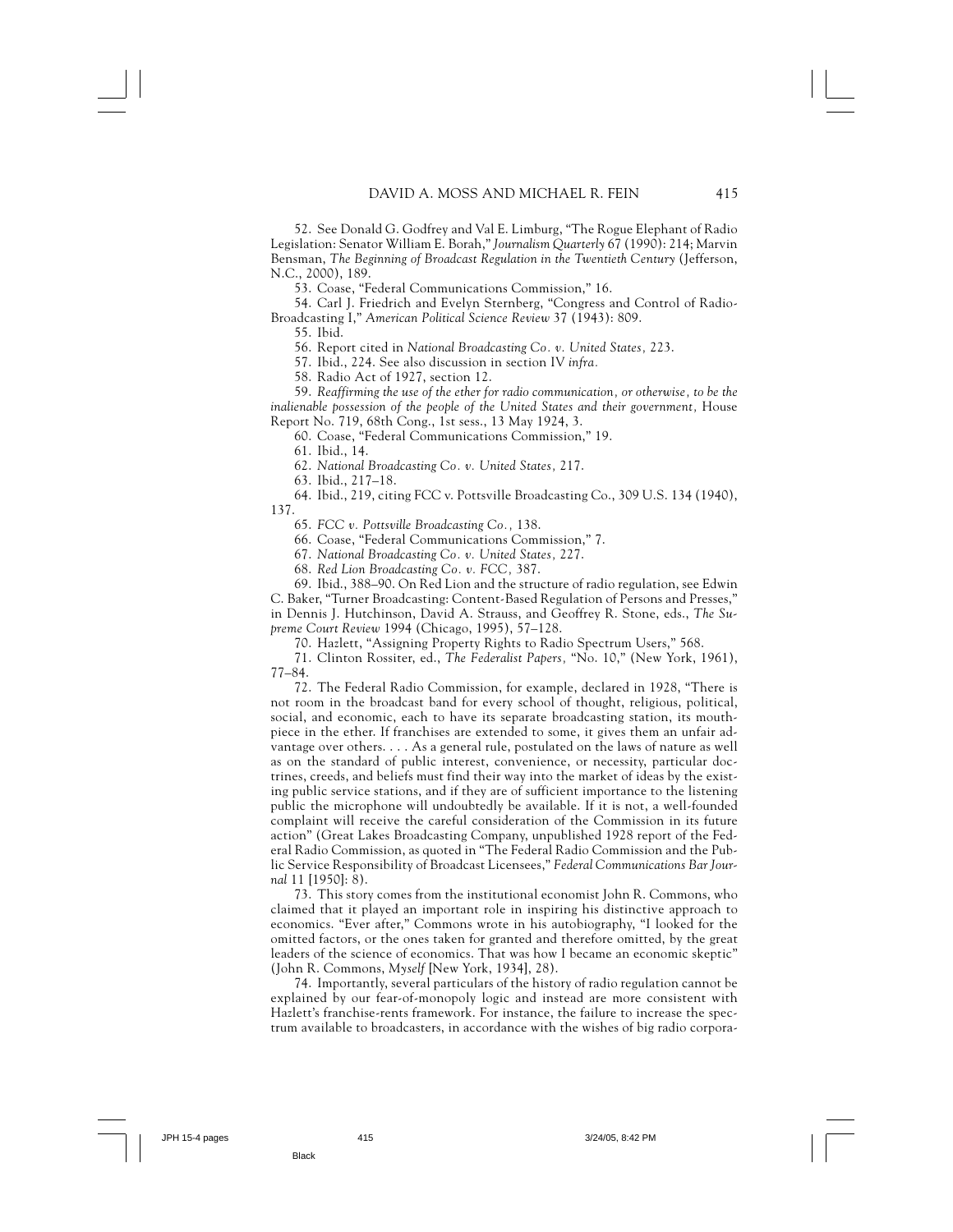52. See Donald G. Godfrey and Val E. Limburg, "The Rogue Elephant of Radio Legislation: Senator William E. Borah," *Journalism Quarterly* 67 (1990): 214; Marvin Bensman, *The Beginning of Broadcast Regulation in the Twentieth Century* (Jefferson, N.C., 2000), 189.

53. Coase, "Federal Communications Commission," 16.

54. Carl J. Friedrich and Evelyn Sternberg, "Congress and Control of Radio-Broadcasting I," *American Political Science Review* 37 (1943): 809.

55. Ibid.

56. Report cited in *National Broadcasting Co. v. United States,* 223.

57. Ibid., 224. See also discussion in section IV *infra.*

58. Radio Act of 1927, section 12.

59. *Reaffirming the use of the ether for radio communication, or otherwise, to be the inalienable possession of the people of the United States and their government,* House Report No. 719, 68th Cong., 1st sess., 13 May 1924, 3.

60. Coase, "Federal Communications Commission," 19.

61. Ibid., 14.

62. *National Broadcasting Co. v. United States,* 217.

63. Ibid., 217–18.

64. Ibid., 219, citing FCC v. Pottsville Broadcasting Co., 309 U.S. 134 (1940), 137.

65. *FCC v. Pottsville Broadcasting Co.,* 138.

66. Coase, "Federal Communications Commission," 7.

67. *National Broadcasting Co. v. United States,* 227.

68. *Red Lion Broadcasting Co. v. FCC,* 387.

69. Ibid., 388–90. On Red Lion and the structure of radio regulation, see Edwin C. Baker, "Turner Broadcasting: Content-Based Regulation of Persons and Presses," in Dennis J. Hutchinson, David A. Strauss, and Geoffrey R. Stone, eds., *The Supreme Court Review* 1994 (Chicago, 1995), 57–128.

70. Hazlett, "Assigning Property Rights to Radio Spectrum Users," 568.

71. Clinton Rossiter, ed., *The Federalist Papers,* "No. 10," (New York, 1961), 77–84.

72. The Federal Radio Commission, for example, declared in 1928, "There is not room in the broadcast band for every school of thought, religious, political, social, and economic, each to have its separate broadcasting station, its mouthpiece in the ether. If franchises are extended to some, it gives them an unfair advantage over others. . . . As a general rule, postulated on the laws of nature as well as on the standard of public interest, convenience, or necessity, particular doctrines, creeds, and beliefs must find their way into the market of ideas by the existing public service stations, and if they are of sufficient importance to the listening public the microphone will undoubtedly be available. If it is not, a well-founded complaint will receive the careful consideration of the Commission in its future action" (Great Lakes Broadcasting Company, unpublished 1928 report of the Federal Radio Commission, as quoted in "The Federal Radio Commission and the Public Service Responsibility of Broadcast Licensees," *Federal Communications Bar Journal* 11 [1950]: 8).

73. This story comes from the institutional economist John R. Commons, who claimed that it played an important role in inspiring his distinctive approach to economics. "Ever after," Commons wrote in his autobiography, "I looked for the omitted factors, or the ones taken for granted and therefore omitted, by the great leaders of the science of economics. That was how I became an economic skeptic" (John R. Commons, *Myself* [New York, 1934], 28).

74. Importantly, several particulars of the history of radio regulation cannot be explained by our fear-of-monopoly logic and instead are more consistent with Hazlett's franchise-rents framework. For instance, the failure to increase the spectrum available to broadcasters, in accordance with the wishes of big radio corpora-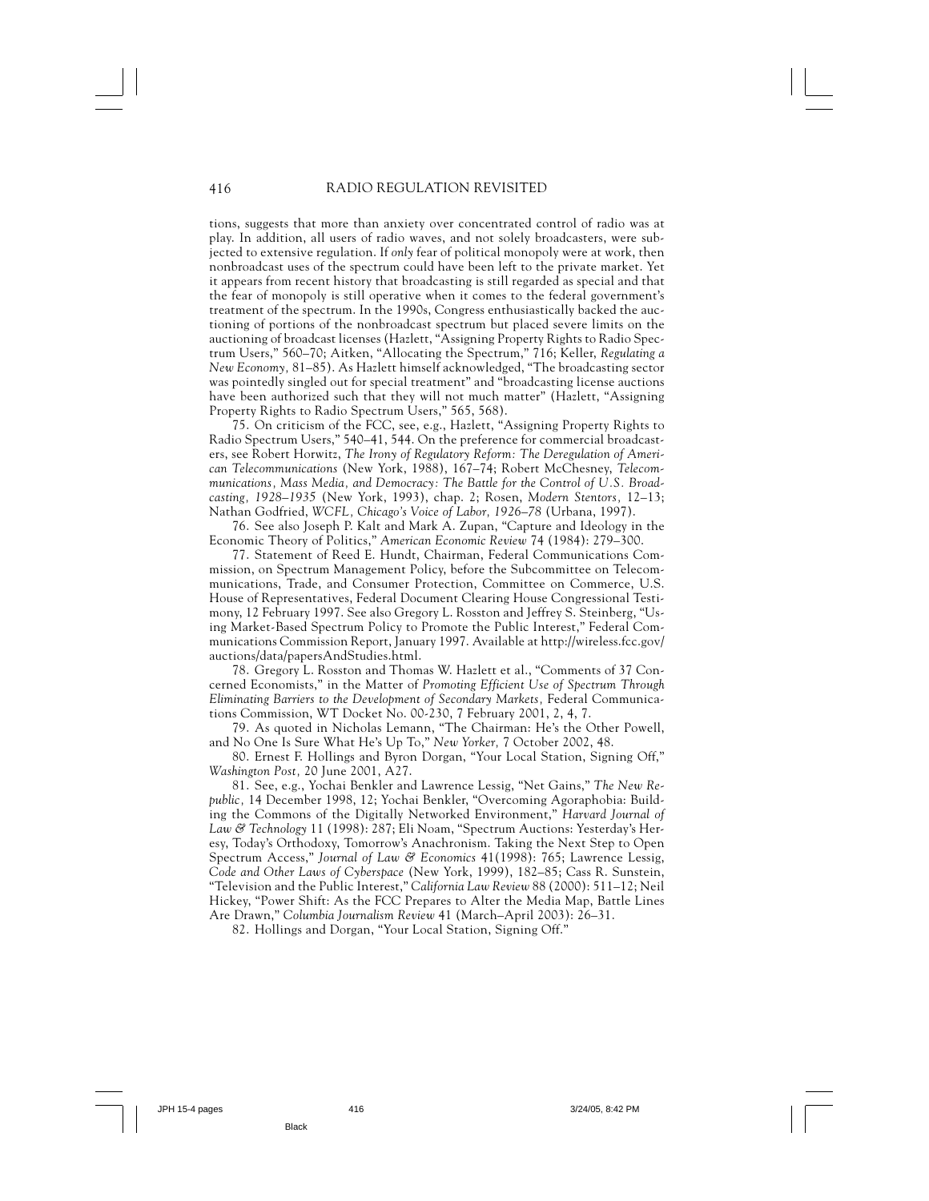tions, suggests that more than anxiety over concentrated control of radio was at play. In addition, all users of radio waves, and not solely broadcasters, were subjected to extensive regulation. If *only* fear of political monopoly were at work, then nonbroadcast uses of the spectrum could have been left to the private market. Yet it appears from recent history that broadcasting is still regarded as special and that the fear of monopoly is still operative when it comes to the federal government's treatment of the spectrum. In the 1990s, Congress enthusiastically backed the auctioning of portions of the nonbroadcast spectrum but placed severe limits on the auctioning of broadcast licenses (Hazlett, "Assigning Property Rights to Radio Spectrum Users," 560–70; Aitken, "Allocating the Spectrum," 716; Keller, *Regulating a New Economy,* 81–85). As Hazlett himself acknowledged, "The broadcasting sector was pointedly singled out for special treatment" and "broadcasting license auctions have been authorized such that they will not much matter" (Hazlett, "Assigning Property Rights to Radio Spectrum Users," 565, 568).

75. On criticism of the FCC, see, e.g., Hazlett, "Assigning Property Rights to Radio Spectrum Users," 540–41, 544. On the preference for commercial broadcasters, see Robert Horwitz, *The Irony of Regulatory Reform: The Deregulation of American Telecommunications* (New York, 1988), 167–74; Robert McChesney, *Telecommunications, Mass Media, and Democracy: The Battle for the Control of U.S. Broadcasting, 1928–1935* (New York, 1993), chap. 2; Rosen, *Modern Stentors,* 12–13; Nathan Godfried, *WCFL, Chicago's Voice of Labor, 1926–78* (Urbana, 1997).

76. See also Joseph P. Kalt and Mark A. Zupan, "Capture and Ideology in the Economic Theory of Politics," *American Economic Review* 74 (1984): 279–300.

77. Statement of Reed E. Hundt, Chairman, Federal Communications Commission, on Spectrum Management Policy, before the Subcommittee on Telecommunications, Trade, and Consumer Protection, Committee on Commerce, U.S. House of Representatives, Federal Document Clearing House Congressional Testimony, 12 February 1997. See also Gregory L. Rosston and Jeffrey S. Steinberg, "Using Market-Based Spectrum Policy to Promote the Public Interest," Federal Communications Commission Report, January 1997. Available at http://wireless.fcc.gov/auctions/data/papersAndStudies.html.

78. Gregory L. Rosston and Thomas W. Hazlett et al., "Comments of 37 Concerned Economists," in the Matter of *Promoting Efficient Use of Spectrum Through Eliminating Barriers to the Development of Secondary Markets,* Federal Communications Commission, WT Docket No. 00-230, 7 February 2001, 2, 4, 7.

79. As quoted in Nicholas Lemann, "The Chairman: He's the Other Powell, and No One Is Sure What He's Up To," *New Yorker,* 7 October 2002, 48.

80. Ernest F. Hollings and Byron Dorgan, "Your Local Station, Signing Off," *Washington Post,* 20 June 2001, A27.

81. See, e.g., Yochai Benkler and Lawrence Lessig, "Net Gains," *The New Republic,* 14 December 1998, 12; Yochai Benkler, "Overcoming Agoraphobia: Building the Commons of the Digitally Networked Environment," *Harvard Journal of Law & Technology* 11 (1998): 287; Eli Noam, "Spectrum Auctions: Yesterday's Heresy, Today's Orthodoxy, Tomorrow's Anachronism. Taking the Next Step to Open Spectrum Access," *Journal of Law & Economics* 41(1998): 765; Lawrence Lessig, *Code and Other Laws of Cyberspace* (New York, 1999), 182–85; Cass R. Sunstein, "Television and the Public Interest," *California Law Review* 88 (2000): 511–12; Neil Hickey, "Power Shift: As the FCC Prepares to Alter the Media Map, Battle Lines Are Drawn," *Columbia Journalism Review* 41 (March–April 2003): 26–31.

82. Hollings and Dorgan, "Your Local Station, Signing Off."